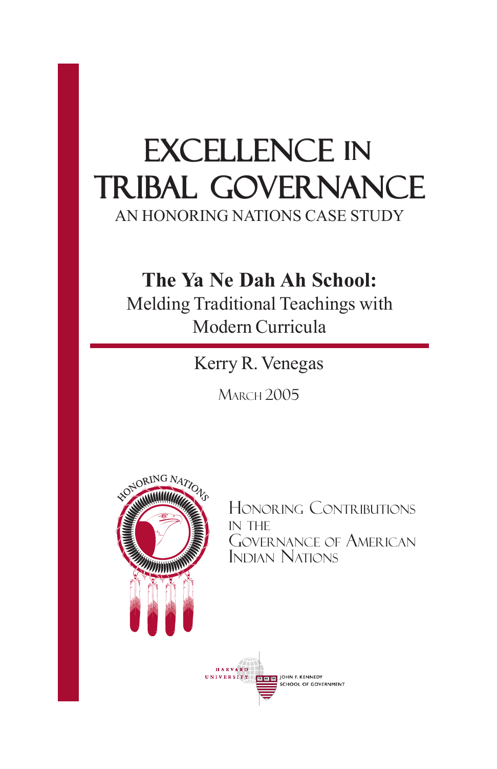# EXCELLENCE IN TRIBAL GOVERNANCE

AN HONORING NATIONS CASE STUDY

## The Ya Ne Dah Ah School:

Melding Traditional Teachings with Modern Curricula

Kerry R. Venegas

March 2005

HONORING NATIONS

Honoring Contributions in the Governance of American Indian Nations

HARVARD UNIVERSITY

JOHN F. KENNEDY SCHOOL OF GOVERNMENT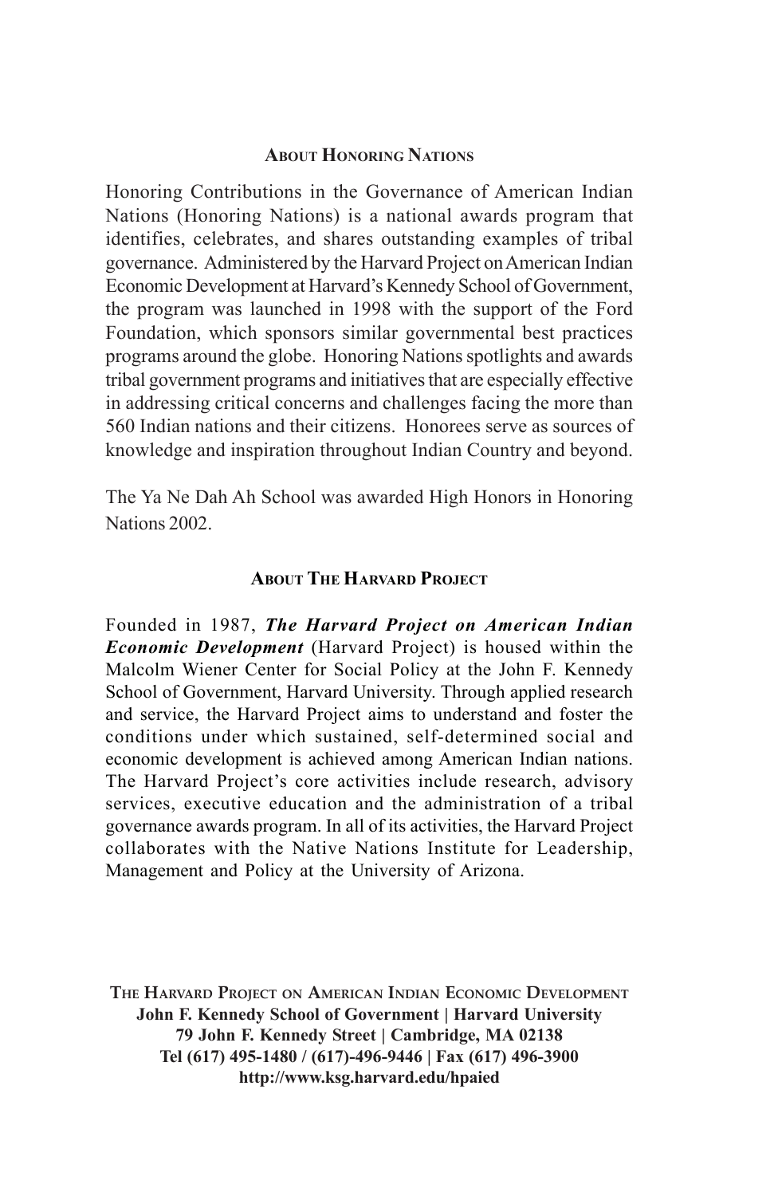## About Honoring Nations

Honoring Contributions in the Governance of American Indian Nations (Honoring Nations) is a national awards program that identifies, celebrates, and shares outstanding examples of tribal governance. Administered by the Harvard Project on American Indian Economic Development at Harvard's Kennedy School of Government, the program was launched in 1998 with the support of the Ford Foundation, which sponsors similar governmental best practices programs around the globe. Honoring Nations spotlights and awards tribal government programs and initiatives that are especially effective in addressing critical concerns and challenges facing the more than 560 Indian nations and their citizens. Honorees serve as sources of knowledge and inspiration throughout Indian Country and beyond.

The Ya Ne Dah Ah School was awarded High Honors in Honoring Nations 2002.

## About The Harvard Project

Founded in 1987, ***The Harvard Project on American Indian Economic Development*** (Harvard Project) is housed within the Malcolm Wiener Center for Social Policy at the John F. Kennedy School of Government, Harvard University. Through applied research and service, the Harvard Project aims to understand and foster the conditions under which sustained, self-determined social and economic development is achieved among American Indian nations. The Harvard Project's core activities include research, advisory services, executive education and the administration of a tribal governance awards program. In all of its activities, the Harvard Project collaborates with the Native Nations Institute for Leadership, Management and Policy at the University of Arizona.

**The Harvard Project on American Indian Economic Development**
**John F. Kennedy School of Government | Harvard University**
**79 John F. Kennedy Street | Cambridge, MA 02138**
**Tel (617) 495-1480 / (617)-496-9446 | Fax (617) 496-3900**
**http://www.ksg.harvard.edu/hpaied**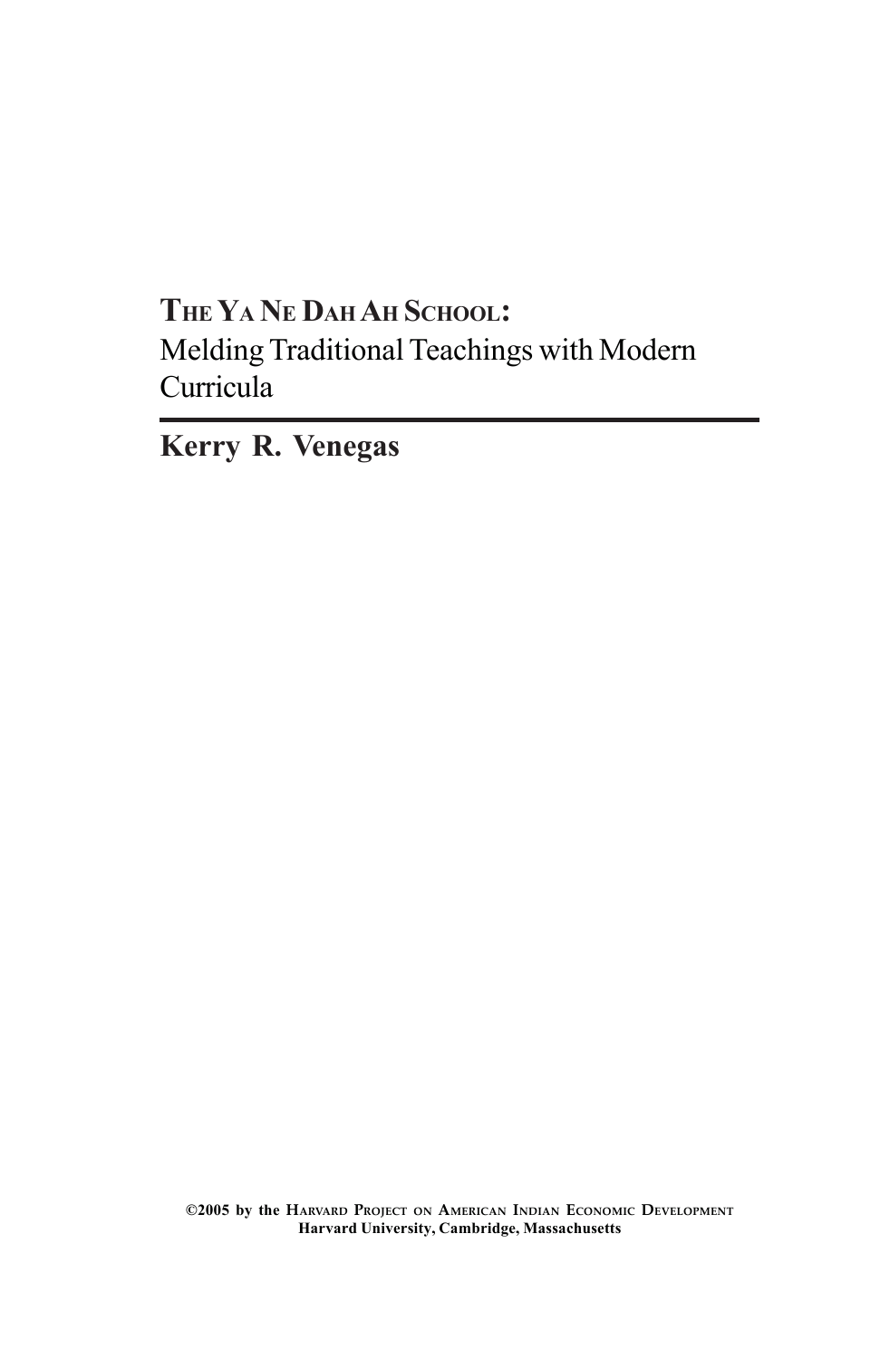# The Ya Ne Dah Ah School: Melding Traditional Teachings with Modern Curricula

**Kerry R. Venegas**

**©2005 by the Harvard Project on American Indian Economic Development**
**Harvard University, Cambridge, Massachusetts**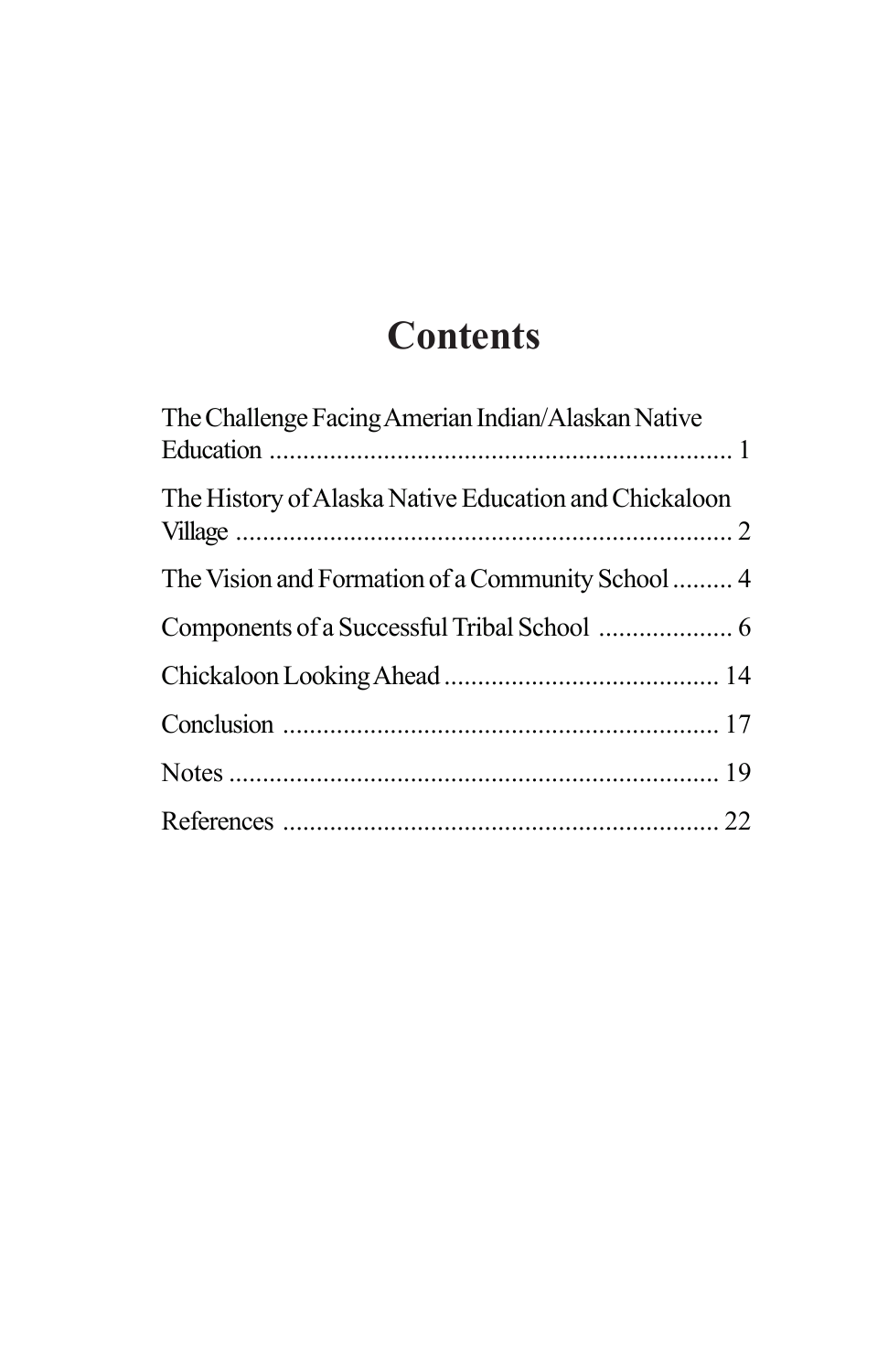# Contents

The Challenge Facing Amerian Indian/Alaskan Native Education .................................................................... 1

The History of Alaska Native Education and Chickaloon Village ......................................................................... 2

The Vision and Formation of a Community School ......... 4

Components of a Successful Tribal School .................... 6

Chickaloon Looking Ahead ......................................... 14

Conclusion ................................................................ 17

Notes ......................................................................... 19

References ................................................................ 22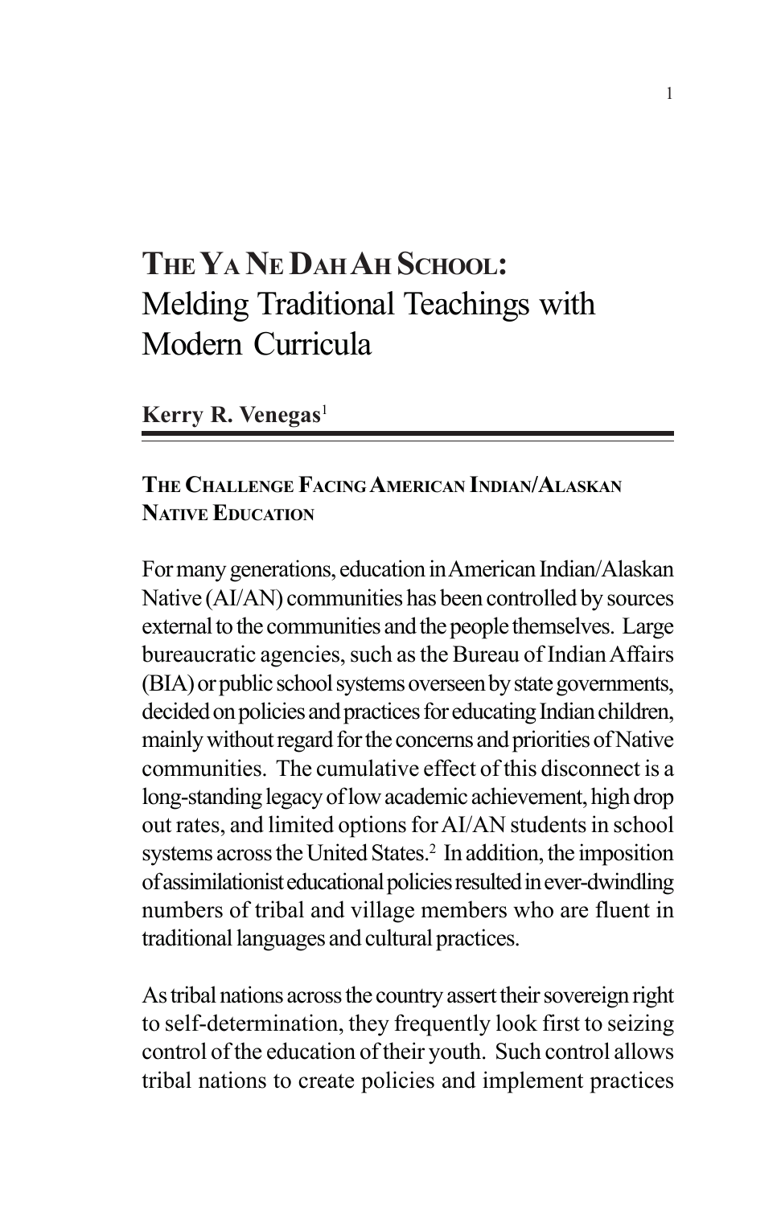# The Ya Ne Dah Ah School: Melding Traditional Teachings with Modern Curricula

**Kerry R. Venegas**[1]

## The Challenge Facing American Indian/Alaskan Native Education

For many generations, education in American Indian/Alaskan Native (AI/AN) communities has been controlled by sources external to the communities and the people themselves. Large bureaucratic agencies, such as the Bureau of Indian Affairs (BIA) or public school systems overseen by state governments, decided on policies and practices for educating Indian children, mainly without regard for the concerns and priorities of Native communities. The cumulative effect of this disconnect is a long-standing legacy of low academic achievement, high drop out rates, and limited options for AI/AN students in school systems across the United States.[2] In addition, the imposition of assimilationist educational policies resulted in ever-dwindling numbers of tribal and village members who are fluent in traditional languages and cultural practices.

As tribal nations across the country assert their sovereign right to self-determination, they frequently look first to seizing control of the education of their youth. Such control allows tribal nations to create policies and implement practices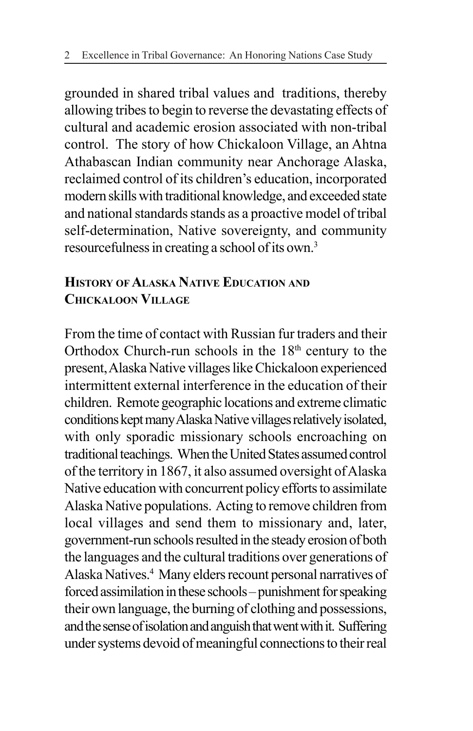grounded in shared tribal values and traditions, thereby allowing tribes to begin to reverse the devastating effects of cultural and academic erosion associated with non-tribal control. The story of how Chickaloon Village, an Ahtna Athabascan Indian community near Anchorage Alaska, reclaimed control of its children's education, incorporated modern skills with traditional knowledge, and exceeded state and national standards stands as a proactive model of tribal self-determination, Native sovereignty, and community resourcefulness in creating a school of its own.[3]

## History of Alaska Native Education and Chickaloon Village

From the time of contact with Russian fur traders and their Orthodox Church-run schools in the 18th century to the present, Alaska Native villages like Chickaloon experienced intermittent external interference in the education of their children. Remote geographic locations and extreme climatic conditions kept many Alaska Native villages relatively isolated, with only sporadic missionary schools encroaching on traditional teachings. When the United States assumed control of the territory in 1867, it also assumed oversight of Alaska Native education with concurrent policy efforts to assimilate Alaska Native populations. Acting to remove children from local villages and send them to missionary and, later, government-run schools resulted in the steady erosion of both the languages and the cultural traditions over generations of Alaska Natives.[4] Many elders recount personal narratives of forced assimilation in these schools – punishment for speaking their own language, the burning of clothing and possessions, and the sense of isolation and anguish that went with it. Suffering under systems devoid of meaningful connections to their real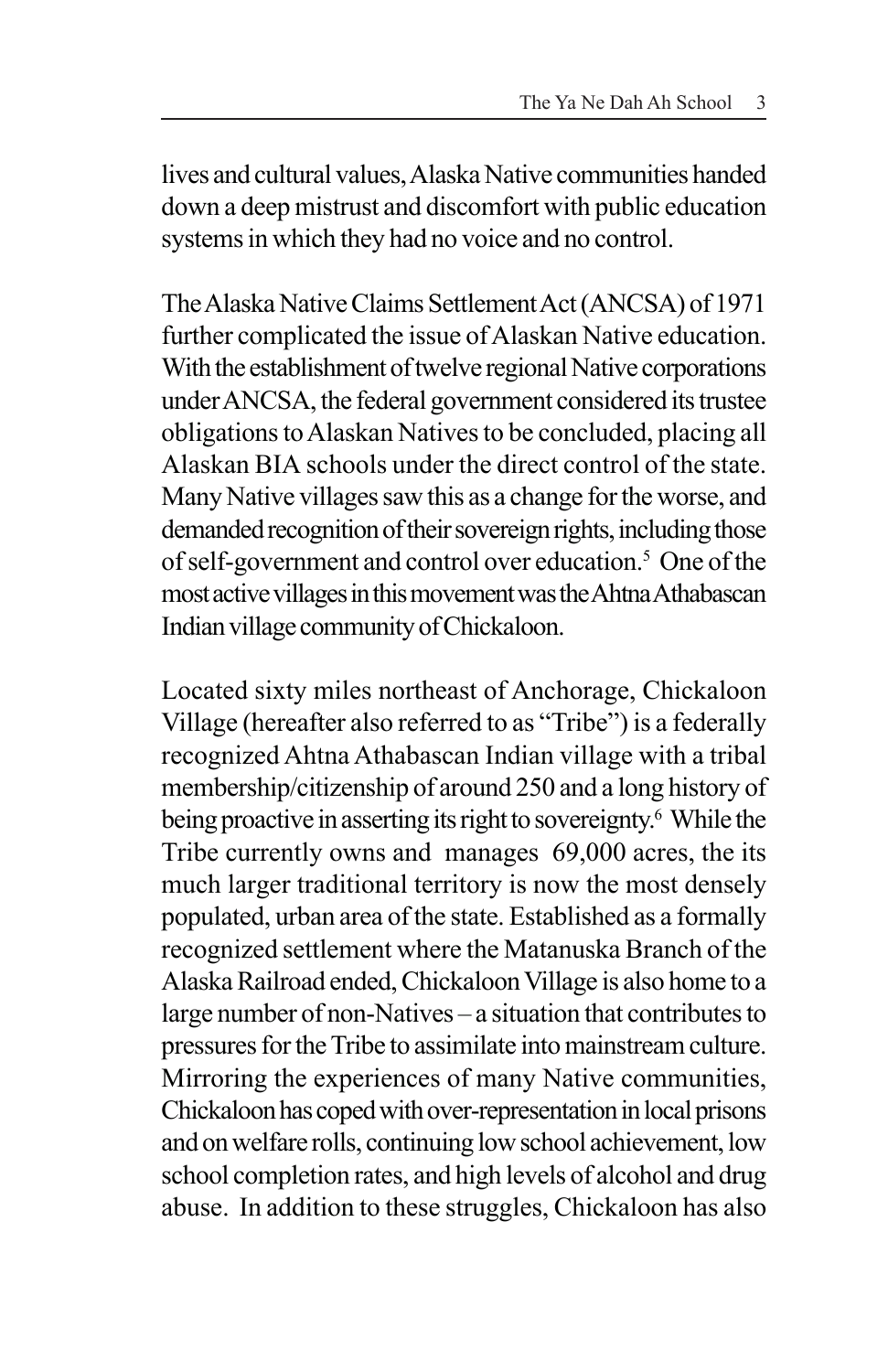lives and cultural values, Alaska Native communities handed down a deep mistrust and discomfort with public education systems in which they had no voice and no control.

The Alaska Native Claims Settlement Act (ANCSA) of 1971 further complicated the issue of Alaskan Native education. With the establishment of twelve regional Native corporations under ANCSA, the federal government considered its trustee obligations to Alaskan Natives to be concluded, placing all Alaskan BIA schools under the direct control of the state. Many Native villages saw this as a change for the worse, and demanded recognition of their sovereign rights, including those of self-government and control over education.[5] One of the most active villages in this movement was the Ahtna Athabascan Indian village community of Chickaloon.

Located sixty miles northeast of Anchorage, Chickaloon Village (hereafter also referred to as "Tribe") is a federally recognized Ahtna Athabascan Indian village with a tribal membership/citizenship of around 250 and a long history of being proactive in asserting its right to sovereignty.[6] While the Tribe currently owns and manages 69,000 acres, the its much larger traditional territory is now the most densely populated, urban area of the state. Established as a formally recognized settlement where the Matanuska Branch of the Alaska Railroad ended, Chickaloon Village is also home to a large number of non-Natives – a situation that contributes to pressures for the Tribe to assimilate into mainstream culture. Mirroring the experiences of many Native communities, Chickaloon has coped with over-representation in local prisons and on welfare rolls, continuing low school achievement, low school completion rates, and high levels of alcohol and drug abuse. In addition to these struggles, Chickaloon has also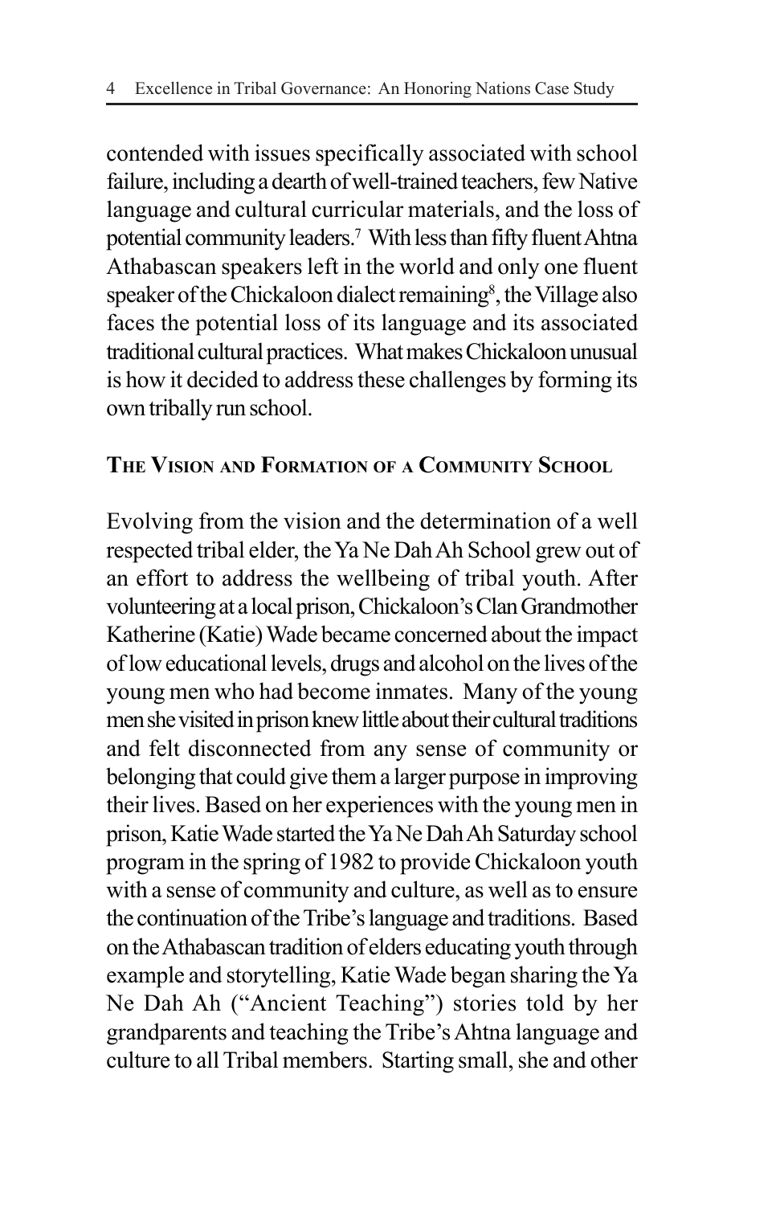contended with issues specifically associated with school failure, including a dearth of well-trained teachers, few Native language and cultural curricular materials, and the loss of potential community leaders.[7] With less than fifty fluent Ahtna Athabascan speakers left in the world and only one fluent speaker of the Chickaloon dialect remaining[8], the Village also faces the potential loss of its language and its associated traditional cultural practices. What makes Chickaloon unusual is how it decided to address these challenges by forming its own tribally run school.

## The Vision and Formation of a Community School

Evolving from the vision and the determination of a well respected tribal elder, the Ya Ne Dah Ah School grew out of an effort to address the wellbeing of tribal youth. After volunteering at a local prison, Chickaloon's Clan Grandmother Katherine (Katie) Wade became concerned about the impact of low educational levels, drugs and alcohol on the lives of the young men who had become inmates. Many of the young men she visited in prison knew little about their cultural traditions and felt disconnected from any sense of community or belonging that could give them a larger purpose in improving their lives. Based on her experiences with the young men in prison, Katie Wade started the Ya Ne Dah Ah Saturday school program in the spring of 1982 to provide Chickaloon youth with a sense of community and culture, as well as to ensure the continuation of the Tribe's language and traditions. Based on the Athabascan tradition of elders educating youth through example and storytelling, Katie Wade began sharing the Ya Ne Dah Ah ("Ancient Teaching") stories told by her grandparents and teaching the Tribe's Ahtna language and culture to all Tribal members. Starting small, she and other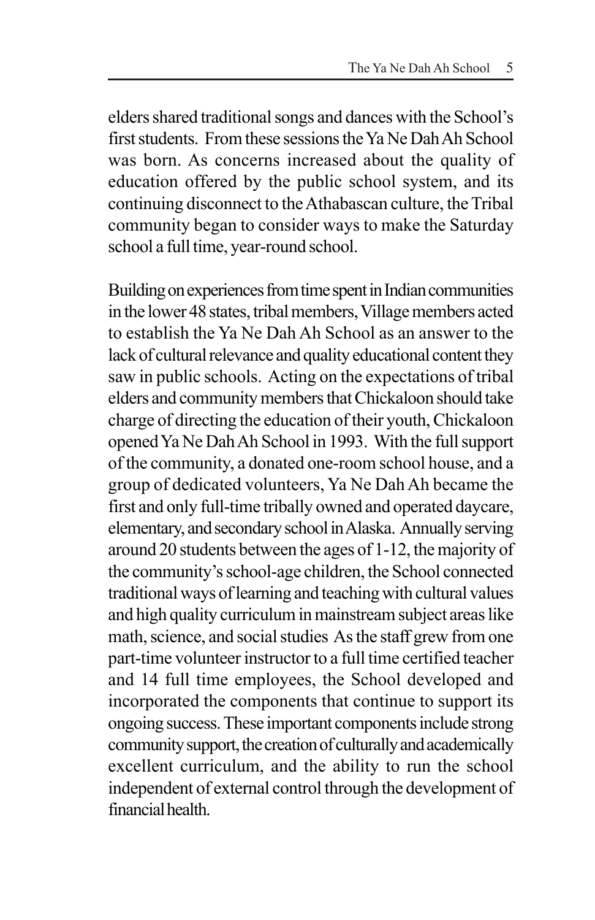elders shared traditional songs and dances with the School's first students. From these sessions the Ya Ne Dah Ah School was born. As concerns increased about the quality of education offered by the public school system, and its continuing disconnect to the Athabascan culture, the Tribal community began to consider ways to make the Saturday school a full time, year-round school.

Building on experiences from time spent in Indian communities in the lower 48 states, tribal members, Village members acted to establish the Ya Ne Dah Ah School as an answer to the lack of cultural relevance and quality educational content they saw in public schools. Acting on the expectations of tribal elders and community members that Chickaloon should take charge of directing the education of their youth, Chickaloon opened Ya Ne Dah Ah School in 1993. With the full support of the community, a donated one-room school house, and a group of dedicated volunteers, Ya Ne Dah Ah became the first and only full-time tribally owned and operated daycare, elementary, and secondary school in Alaska. Annually serving around 20 students between the ages of 1-12, the majority of the community's school-age children, the School connected traditional ways of learning and teaching with cultural values and high quality curriculum in mainstream subject areas like math, science, and social studies As the staff grew from one part-time volunteer instructor to a full time certified teacher and 14 full time employees, the School developed and incorporated the components that continue to support its ongoing success. These important components include strong community support, the creation of culturally and academically excellent curriculum, and the ability to run the school independent of external control through the development of financial health.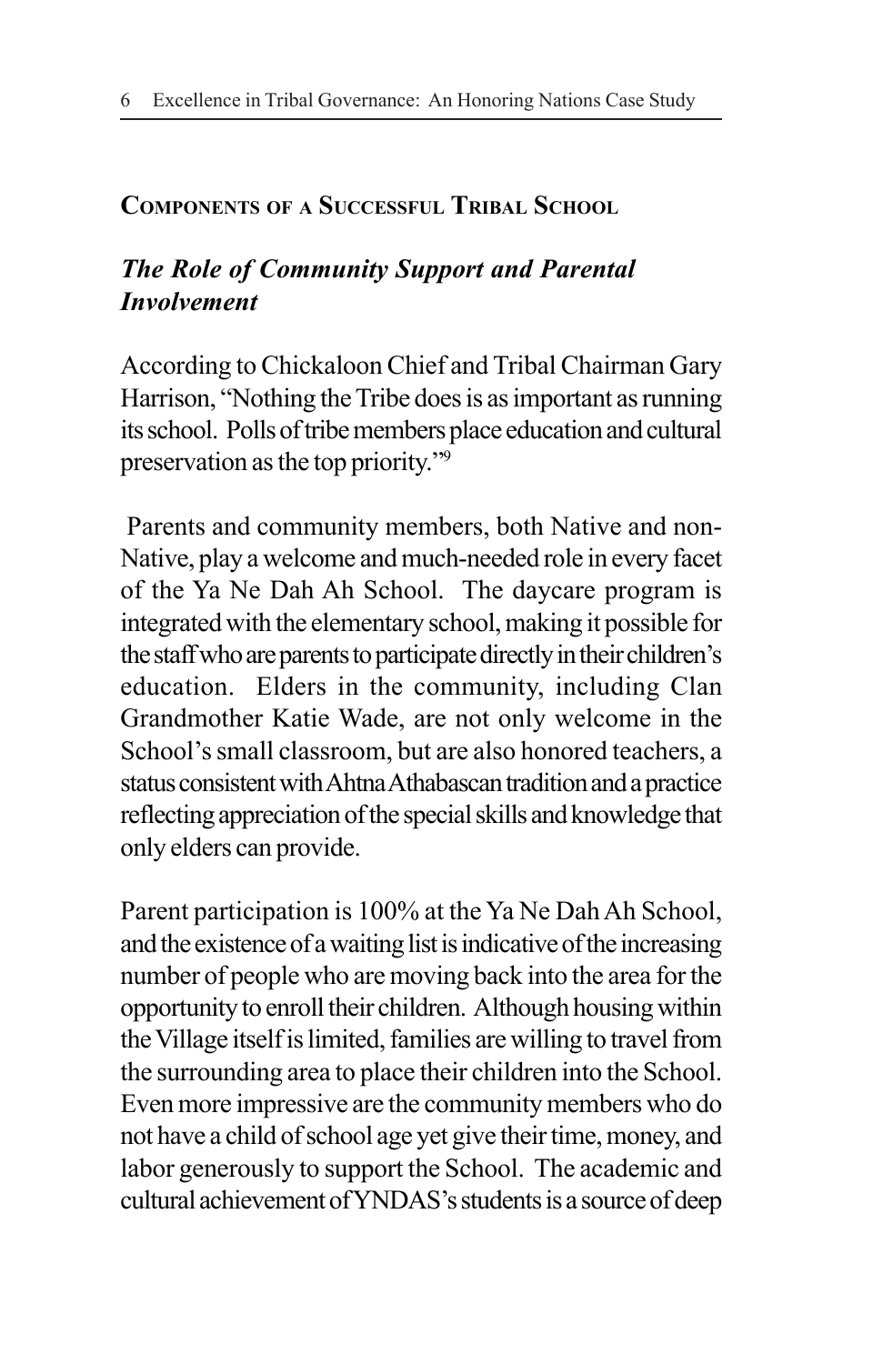## Components of a Successful Tribal School

### *The Role of Community Support and Parental Involvement*

According to Chickaloon Chief and Tribal Chairman Gary Harrison, "Nothing the Tribe does is as important as running its school. Polls of tribe members place education and cultural preservation as the top priority."[9]

Parents and community members, both Native and non-Native, play a welcome and much-needed role in every facet of the Ya Ne Dah Ah School. The daycare program is integrated with the elementary school, making it possible for the staff who are parents to participate directly in their children's education. Elders in the community, including Clan Grandmother Katie Wade, are not only welcome in the School's small classroom, but are also honored teachers, a status consistent with Ahtna Athabascan tradition and a practice reflecting appreciation of the special skills and knowledge that only elders can provide.

Parent participation is 100% at the Ya Ne Dah Ah School, and the existence of a waiting list is indicative of the increasing number of people who are moving back into the area for the opportunity to enroll their children. Although housing within the Village itself is limited, families are willing to travel from the surrounding area to place their children into the School. Even more impressive are the community members who do not have a child of school age yet give their time, money, and labor generously to support the School. The academic and cultural achievement of YNDAS's students is a source of deep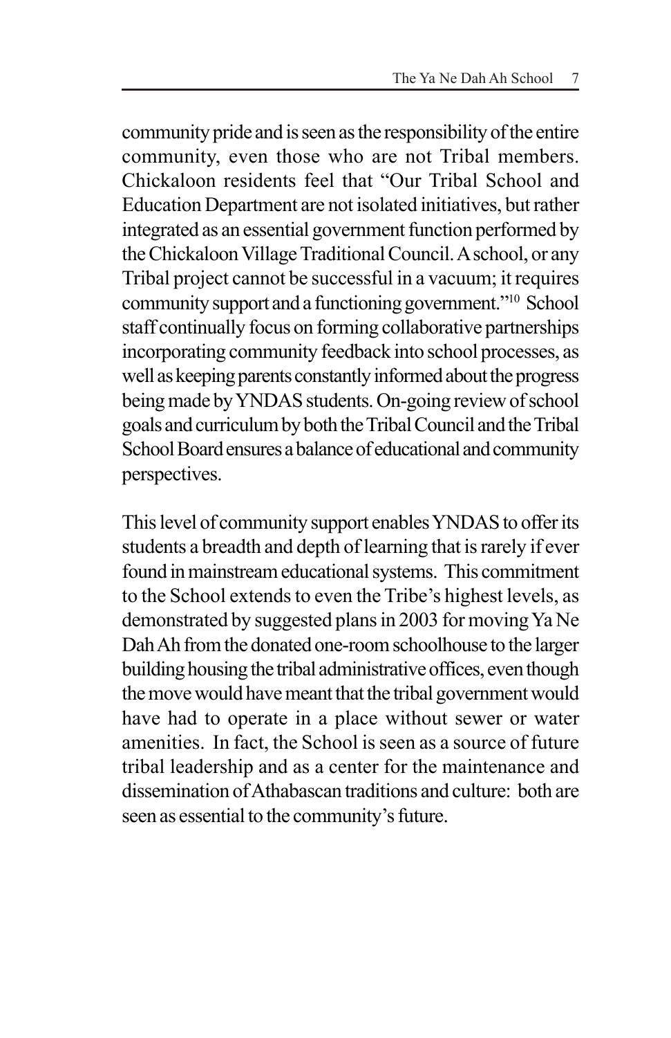community pride and is seen as the responsibility of the entire community, even those who are not Tribal members. Chickaloon residents feel that "Our Tribal School and Education Department are not isolated initiatives, but rather integrated as an essential government function performed by the Chickaloon Village Traditional Council. A school, or any Tribal project cannot be successful in a vacuum; it requires community support and a functioning government."[10] School staff continually focus on forming collaborative partnerships incorporating community feedback into school processes, as well as keeping parents constantly informed about the progress being made by YNDAS students. On-going review of school goals and curriculum by both the Tribal Council and the Tribal School Board ensures a balance of educational and community perspectives.

This level of community support enables YNDAS to offer its students a breadth and depth of learning that is rarely if ever found in mainstream educational systems. This commitment to the School extends to even the Tribe's highest levels, as demonstrated by suggested plans in 2003 for moving Ya Ne Dah Ah from the donated one-room schoolhouse to the larger building housing the tribal administrative offices, even though the move would have meant that the tribal government would have had to operate in a place without sewer or water amenities. In fact, the School is seen as a source of future tribal leadership and as a center for the maintenance and dissemination of Athabascan traditions and culture: both are seen as essential to the community's future.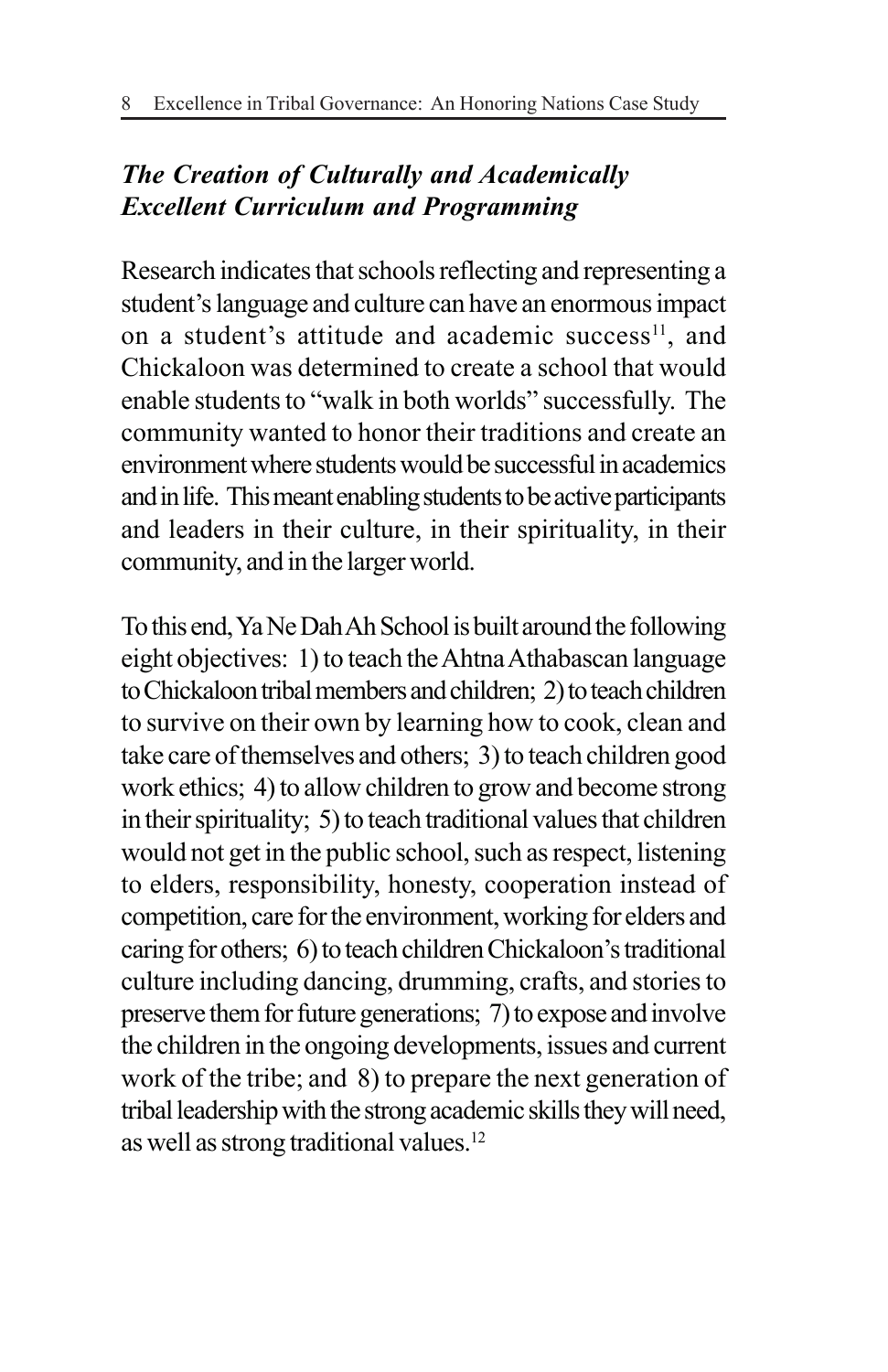## *The Creation of Culturally and Academically Excellent Curriculum and Programming*

Research indicates that schools reflecting and representing a student's language and culture can have an enormous impact on a student's attitude and academic success[11], and Chickaloon was determined to create a school that would enable students to "walk in both worlds" successfully. The community wanted to honor their traditions and create an environment where students would be successful in academics and in life. This meant enabling students to be active participants and leaders in their culture, in their spirituality, in their community, and in the larger world.

To this end, Ya Ne Dah Ah School is built around the following eight objectives: 1) to teach the Ahtna Athabascan language to Chickaloon tribal members and children; 2) to teach children to survive on their own by learning how to cook, clean and take care of themselves and others; 3) to teach children good work ethics; 4) to allow children to grow and become strong in their spirituality; 5) to teach traditional values that children would not get in the public school, such as respect, listening to elders, responsibility, honesty, cooperation instead of competition, care for the environment, working for elders and caring for others; 6) to teach children Chickaloon's traditional culture including dancing, drumming, crafts, and stories to preserve them for future generations; 7) to expose and involve the children in the ongoing developments, issues and current work of the tribe; and 8) to prepare the next generation of tribal leadership with the strong academic skills they will need, as well as strong traditional values.[12]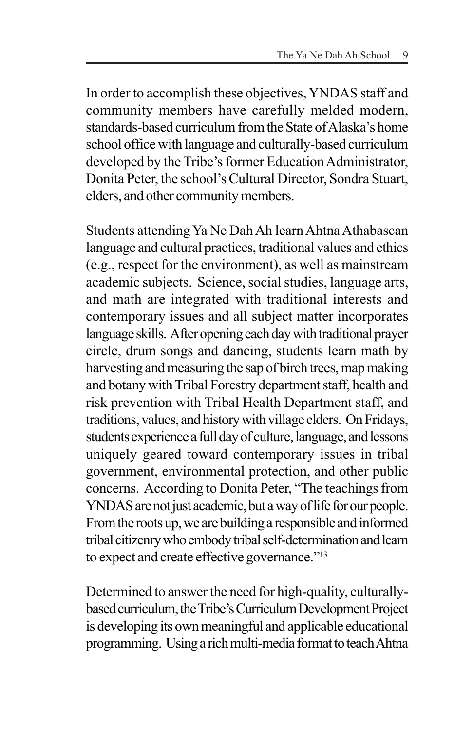In order to accomplish these objectives, YNDAS staff and community members have carefully melded modern, standards-based curriculum from the State of Alaska's home school office with language and culturally-based curriculum developed by the Tribe's former Education Administrator, Donita Peter, the school's Cultural Director, Sondra Stuart, elders, and other community members.

Students attending Ya Ne Dah Ah learn Ahtna Athabascan language and cultural practices, traditional values and ethics (e.g., respect for the environment), as well as mainstream academic subjects. Science, social studies, language arts, and math are integrated with traditional interests and contemporary issues and all subject matter incorporates language skills. After opening each day with traditional prayer circle, drum songs and dancing, students learn math by harvesting and measuring the sap of birch trees, map making and botany with Tribal Forestry department staff, health and risk prevention with Tribal Health Department staff, and traditions, values, and history with village elders. On Fridays, students experience a full day of culture, language, and lessons uniquely geared toward contemporary issues in tribal government, environmental protection, and other public concerns. According to Donita Peter, "The teachings from YNDAS are not just academic, but a way of life for our people. From the roots up, we are building a responsible and informed tribal citizenry who embody tribal self-determination and learn to expect and create effective governance."[13]

Determined to answer the need for high-quality, culturally-based curriculum, the Tribe's Curriculum Development Project is developing its own meaningful and applicable educational programming. Using a rich multi-media format to teach Ahtna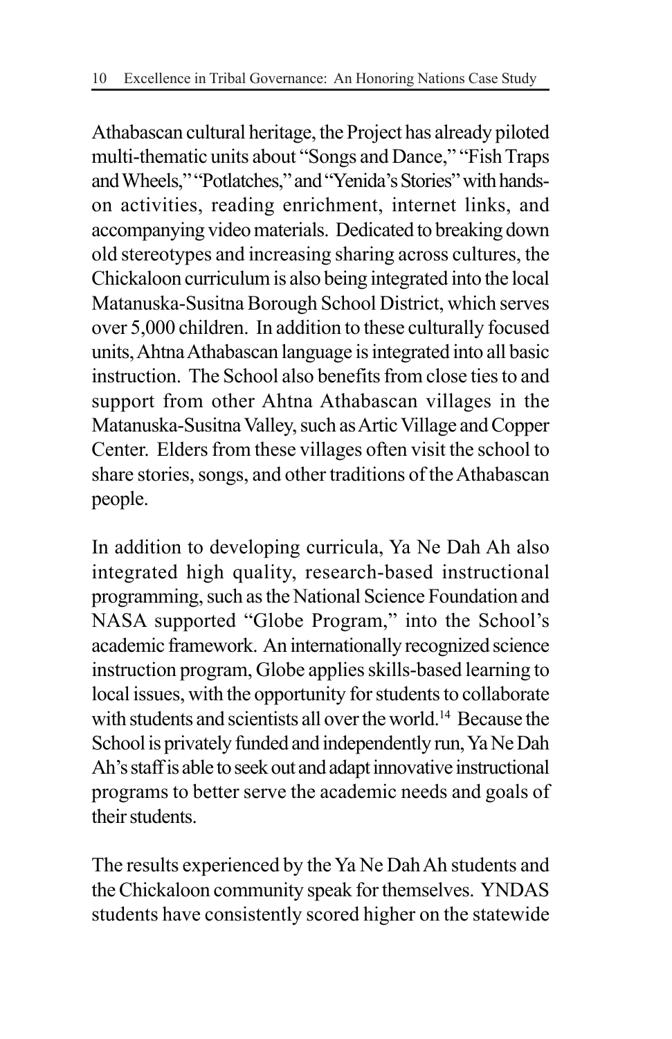Athabascan cultural heritage, the Project has already piloted multi-thematic units about "Songs and Dance," "Fish Traps and Wheels," "Potlatches," and "Yenida's Stories" with hands-on activities, reading enrichment, internet links, and accompanying video materials. Dedicated to breaking down old stereotypes and increasing sharing across cultures, the Chickaloon curriculum is also being integrated into the local Matanuska-Susitna Borough School District, which serves over 5,000 children. In addition to these culturally focused units, Ahtna Athabascan language is integrated into all basic instruction. The School also benefits from close ties to and support from other Ahtna Athabascan villages in the Matanuska-Susitna Valley, such as Artic Village and Copper Center. Elders from these villages often visit the school to share stories, songs, and other traditions of the Athabascan people.

In addition to developing curricula, Ya Ne Dah Ah also integrated high quality, research-based instructional programming, such as the National Science Foundation and NASA supported "Globe Program," into the School's academic framework. An internationally recognized science instruction program, Globe applies skills-based learning to local issues, with the opportunity for students to collaborate with students and scientists all over the world.[14] Because the School is privately funded and independently run, Ya Ne Dah Ah's staff is able to seek out and adapt innovative instructional programs to better serve the academic needs and goals of their students.

The results experienced by the Ya Ne Dah Ah students and the Chickaloon community speak for themselves. YNDAS students have consistently scored higher on the statewide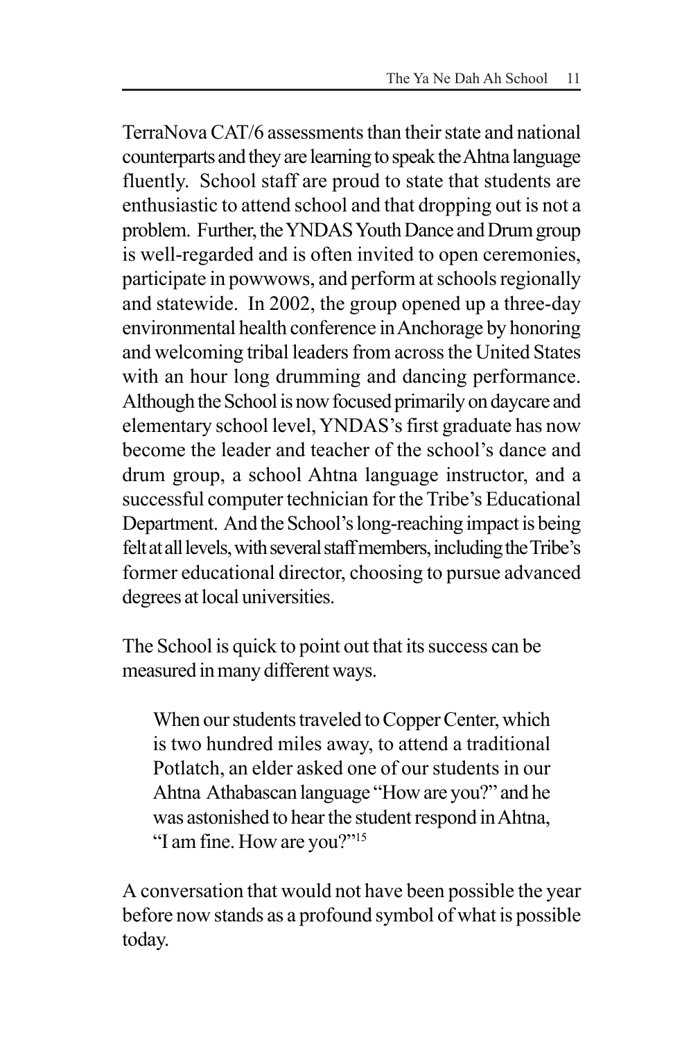TerraNova CAT/6 assessments than their state and national counterparts and they are learning to speak the Ahtna language fluently. School staff are proud to state that students are enthusiastic to attend school and that dropping out is not a problem. Further, the YNDAS Youth Dance and Drum group is well-regarded and is often invited to open ceremonies, participate in powwows, and perform at schools regionally and statewide. In 2002, the group opened up a three-day environmental health conference in Anchorage by honoring and welcoming tribal leaders from across the United States with an hour long drumming and dancing performance. Although the School is now focused primarily on daycare and elementary school level, YNDAS's first graduate has now become the leader and teacher of the school's dance and drum group, a school Ahtna language instructor, and a successful computer technician for the Tribe's Educational Department. And the School's long-reaching impact is being felt at all levels, with several staff members, including the Tribe's former educational director, choosing to pursue advanced degrees at local universities.

The School is quick to point out that its success can be measured in many different ways.

> When our students traveled to Copper Center, which is two hundred miles away, to attend a traditional Potlatch, an elder asked one of our students in our Ahtna Athabascan language "How are you?" and he was astonished to hear the student respond in Ahtna, "I am fine. How are you?"[15]

A conversation that would not have been possible the year before now stands as a profound symbol of what is possible today.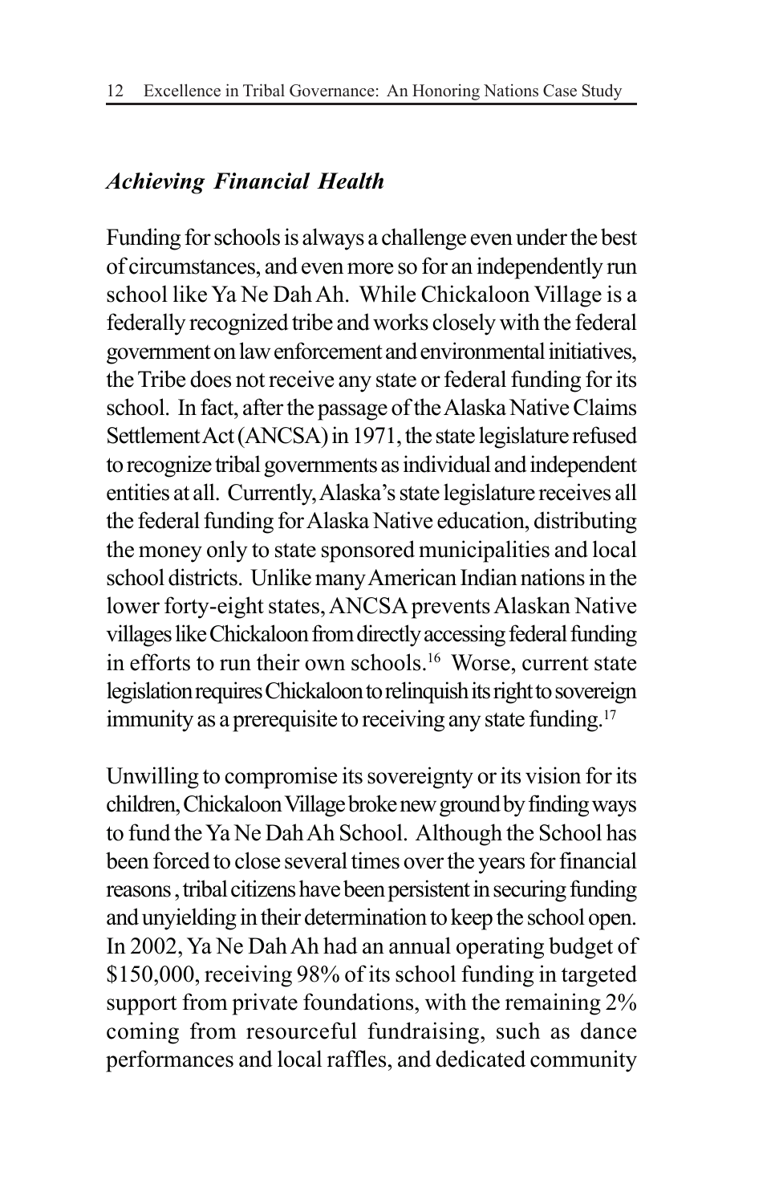### *Achieving Financial Health*

Funding for schools is always a challenge even under the best of circumstances, and even more so for an independently run school like Ya Ne Dah Ah. While Chickaloon Village is a federally recognized tribe and works closely with the federal government on law enforcement and environmental initiatives, the Tribe does not receive any state or federal funding for its school. In fact, after the passage of the Alaska Native Claims Settlement Act (ANCSA) in 1971, the state legislature refused to recognize tribal governments as individual and independent entities at all. Currently, Alaska's state legislature receives all the federal funding for Alaska Native education, distributing the money only to state sponsored municipalities and local school districts. Unlike many American Indian nations in the lower forty-eight states, ANCSA prevents Alaskan Native villages like Chickaloon from directly accessing federal funding in efforts to run their own schools.[16] Worse, current state legislation requires Chickaloon to relinquish its right to sovereign immunity as a prerequisite to receiving any state funding.[17]

Unwilling to compromise its sovereignty or its vision for its children, Chickaloon Village broke new ground by finding ways to fund the Ya Ne Dah Ah School. Although the School has been forced to close several times over the years for financial reasons , tribal citizens have been persistent in securing funding and unyielding in their determination to keep the school open. In 2002, Ya Ne Dah Ah had an annual operating budget of $150,000, receiving 98% of its school funding in targeted support from private foundations, with the remaining 2% coming from resourceful fundraising, such as dance performances and local raffles, and dedicated community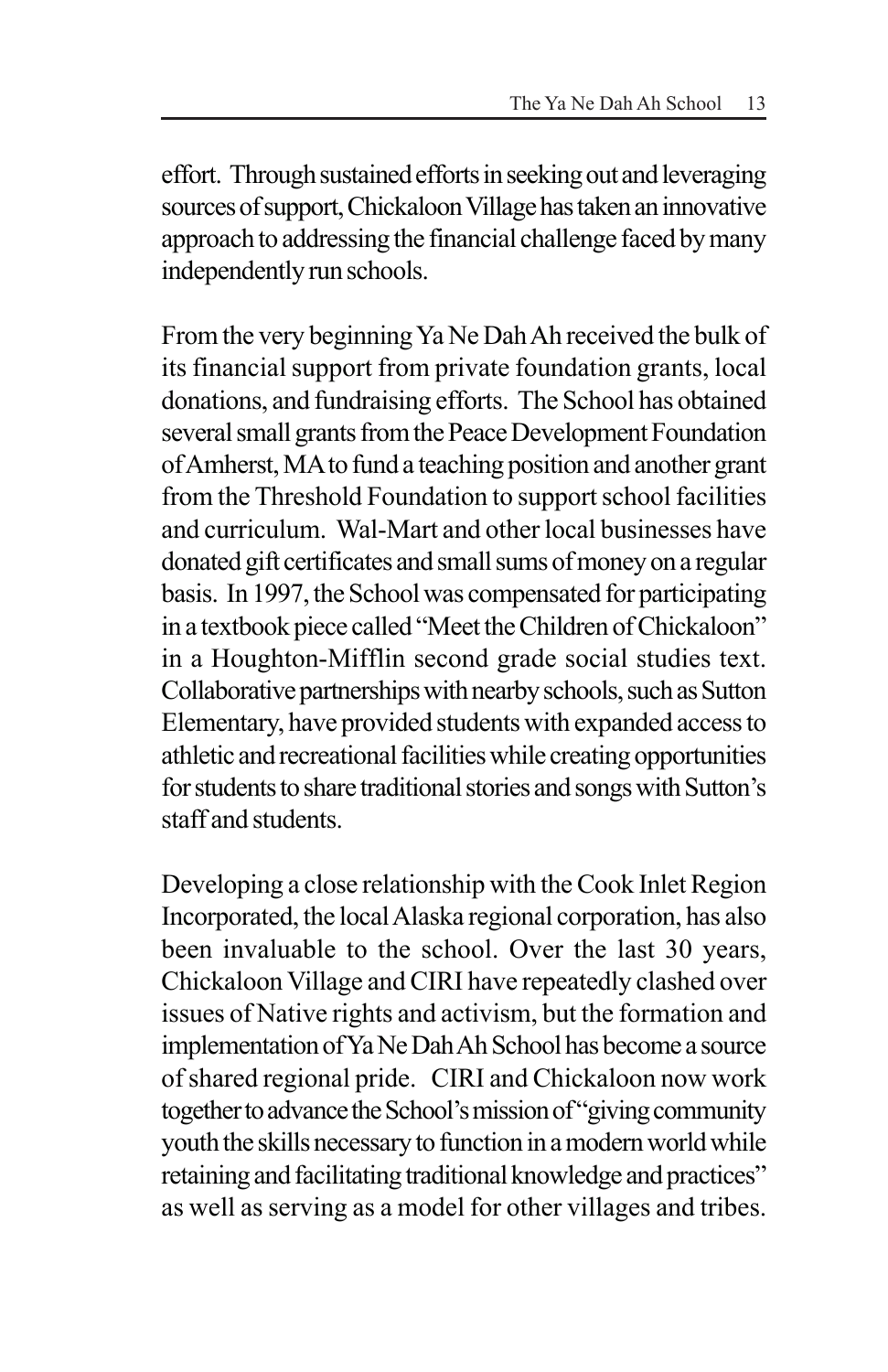effort. Through sustained efforts in seeking out and leveraging sources of support, Chickaloon Village has taken an innovative approach to addressing the financial challenge faced by many independently run schools.

From the very beginning Ya Ne Dah Ah received the bulk of its financial support from private foundation grants, local donations, and fundraising efforts. The School has obtained several small grants from the Peace Development Foundation of Amherst, MA to fund a teaching position and another grant from the Threshold Foundation to support school facilities and curriculum. Wal-Mart and other local businesses have donated gift certificates and small sums of money on a regular basis. In 1997, the School was compensated for participating in a textbook piece called "Meet the Children of Chickaloon" in a Houghton-Mifflin second grade social studies text. Collaborative partnerships with nearby schools, such as Sutton Elementary, have provided students with expanded access to athletic and recreational facilities while creating opportunities for students to share traditional stories and songs with Sutton's staff and students.

Developing a close relationship with the Cook Inlet Region Incorporated, the local Alaska regional corporation, has also been invaluable to the school. Over the last 30 years, Chickaloon Village and CIRI have repeatedly clashed over issues of Native rights and activism, but the formation and implementation of Ya Ne Dah Ah School has become a source of shared regional pride. CIRI and Chickaloon now work together to advance the School's mission of "giving community youth the skills necessary to function in a modern world while retaining and facilitating traditional knowledge and practices" as well as serving as a model for other villages and tribes.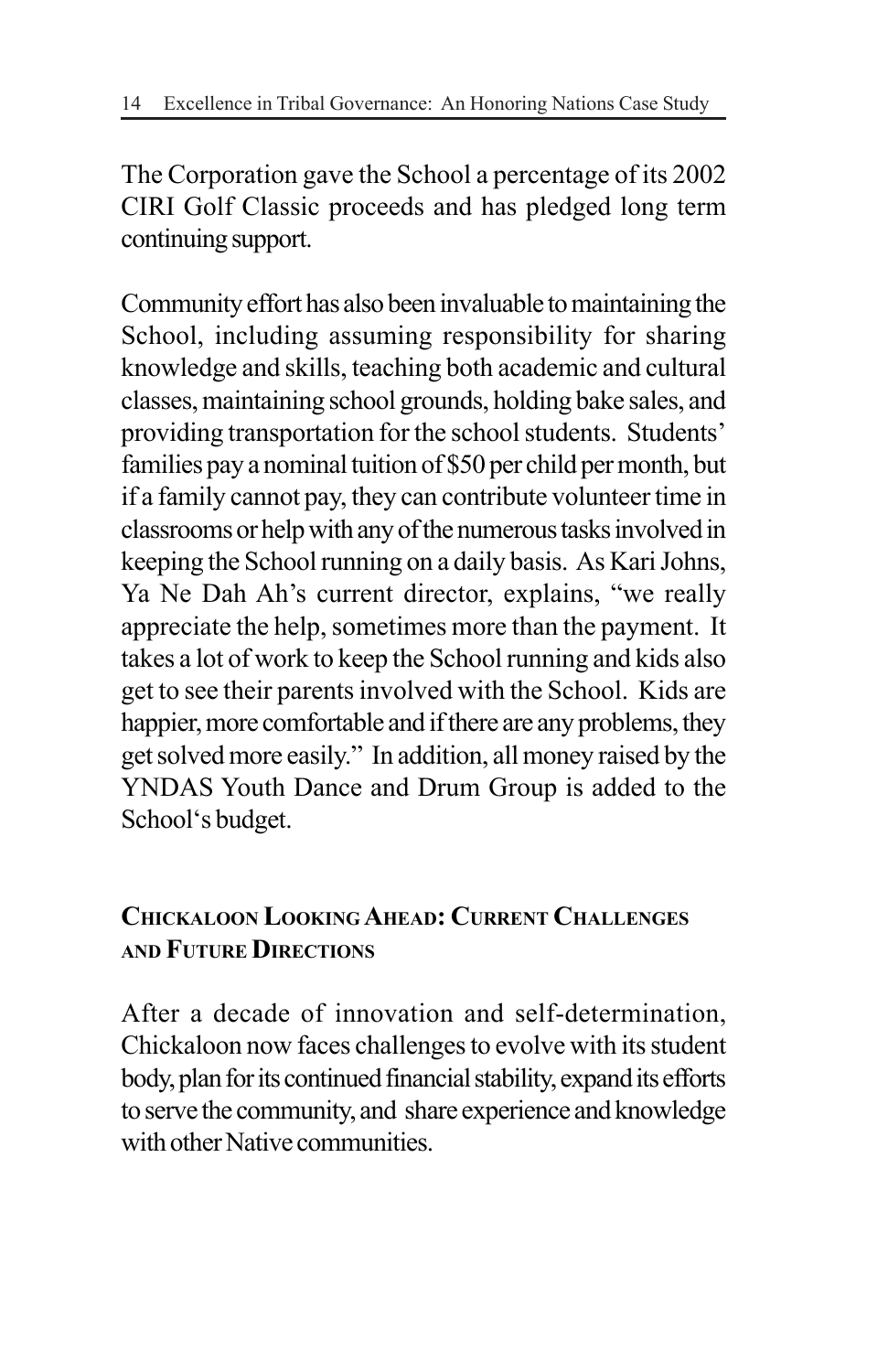The Corporation gave the School a percentage of its 2002 CIRI Golf Classic proceeds and has pledged long term continuing support.

Community effort has also been invaluable to maintaining the School, including assuming responsibility for sharing knowledge and skills, teaching both academic and cultural classes, maintaining school grounds, holding bake sales, and providing transportation for the school students. Students' families pay a nominal tuition of $50 per child per month, but if a family cannot pay, they can contribute volunteer time in classrooms or help with any of the numerous tasks involved in keeping the School running on a daily basis. As Kari Johns, Ya Ne Dah Ah's current director, explains, "we really appreciate the help, sometimes more than the payment. It takes a lot of work to keep the School running and kids also get to see their parents involved with the School. Kids are happier, more comfortable and if there are any problems, they get solved more easily." In addition, all money raised by the YNDAS Youth Dance and Drum Group is added to the School's budget.

## Chickaloon Looking Ahead: Current Challenges and Future Directions

After a decade of innovation and self-determination, Chickaloon now faces challenges to evolve with its student body, plan for its continued financial stability, expand its efforts to serve the community, and share experience and knowledge with other Native communities.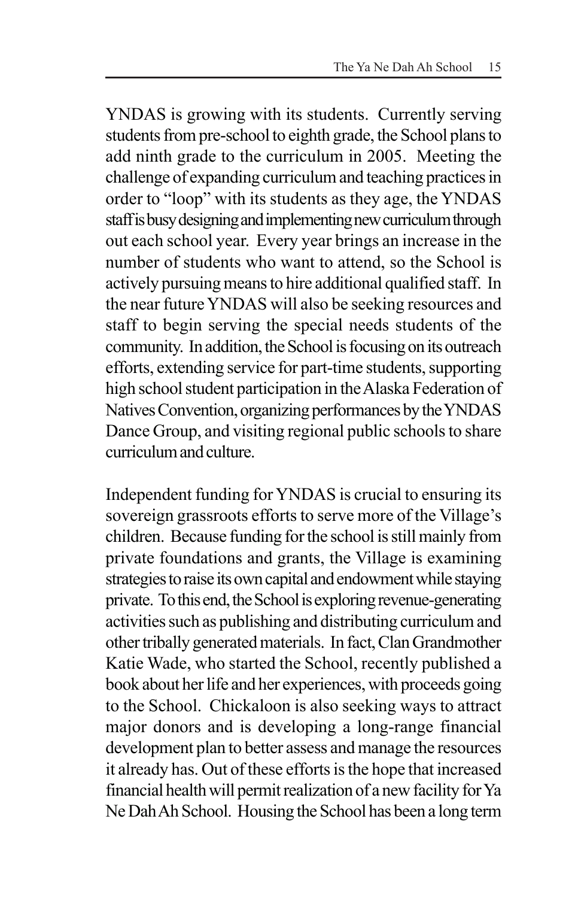YNDAS is growing with its students. Currently serving students from pre-school to eighth grade, the School plans to add ninth grade to the curriculum in 2005. Meeting the challenge of expanding curriculum and teaching practices in order to "loop" with its students as they age, the YNDAS staff is busy designing and implementing new curriculum through out each school year. Every year brings an increase in the number of students who want to attend, so the School is actively pursuing means to hire additional qualified staff. In the near future YNDAS will also be seeking resources and staff to begin serving the special needs students of the community. In addition, the School is focusing on its outreach efforts, extending service for part-time students, supporting high school student participation in the Alaska Federation of Natives Convention, organizing performances by the YNDAS Dance Group, and visiting regional public schools to share curriculum and culture.

Independent funding for YNDAS is crucial to ensuring its sovereign grassroots efforts to serve more of the Village's children. Because funding for the school is still mainly from private foundations and grants, the Village is examining strategies to raise its own capital and endowment while staying private. To this end, the School is exploring revenue-generating activities such as publishing and distributing curriculum and other tribally generated materials. In fact, Clan Grandmother Katie Wade, who started the School, recently published a book about her life and her experiences, with proceeds going to the School. Chickaloon is also seeking ways to attract major donors and is developing a long-range financial development plan to better assess and manage the resources it already has. Out of these efforts is the hope that increased financial health will permit realization of a new facility for Ya Ne Dah Ah School. Housing the School has been a long term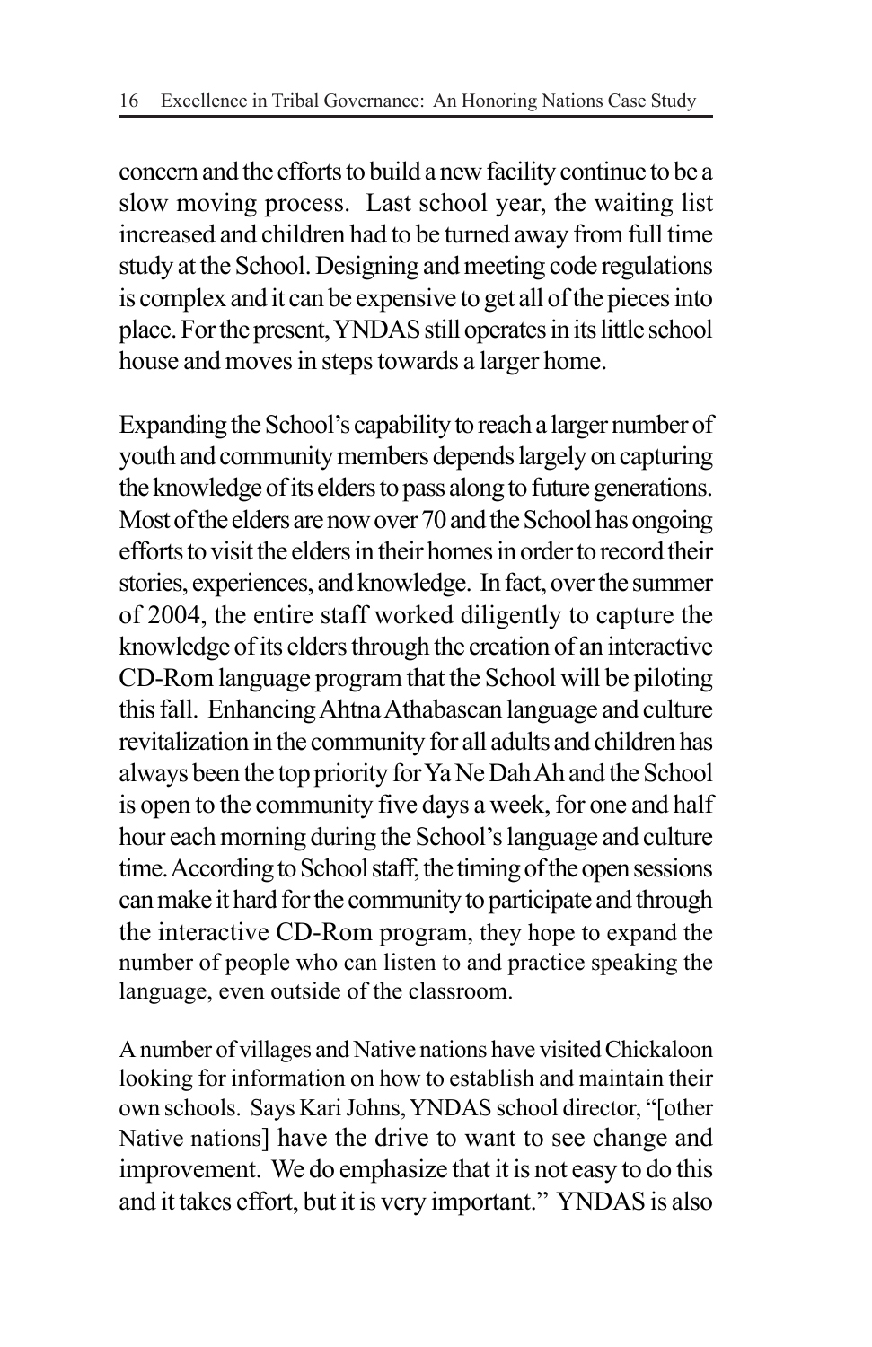concern and the efforts to build a new facility continue to be a slow moving process. Last school year, the waiting list increased and children had to be turned away from full time study at the School. Designing and meeting code regulations is complex and it can be expensive to get all of the pieces into place. For the present, YNDAS still operates in its little school house and moves in steps towards a larger home.

Expanding the School's capability to reach a larger number of youth and community members depends largely on capturing the knowledge of its elders to pass along to future generations. Most of the elders are now over 70 and the School has ongoing efforts to visit the elders in their homes in order to record their stories, experiences, and knowledge. In fact, over the summer of 2004, the entire staff worked diligently to capture the knowledge of its elders through the creation of an interactive CD-Rom language program that the School will be piloting this fall. Enhancing Ahtna Athabascan language and culture revitalization in the community for all adults and children has always been the top priority for Ya Ne Dah Ah and the School is open to the community five days a week, for one and half hour each morning during the School's language and culture time. According to School staff, the timing of the open sessions can make it hard for the community to participate and through the interactive CD-Rom program, they hope to expand the number of people who can listen to and practice speaking the language, even outside of the classroom.

A number of villages and Native nations have visited Chickaloon looking for information on how to establish and maintain their own schools. Says Kari Johns, YNDAS school director, "[other Native nations] have the drive to want to see change and improvement. We do emphasize that it is not easy to do this and it takes effort, but it is very important." YNDAS is also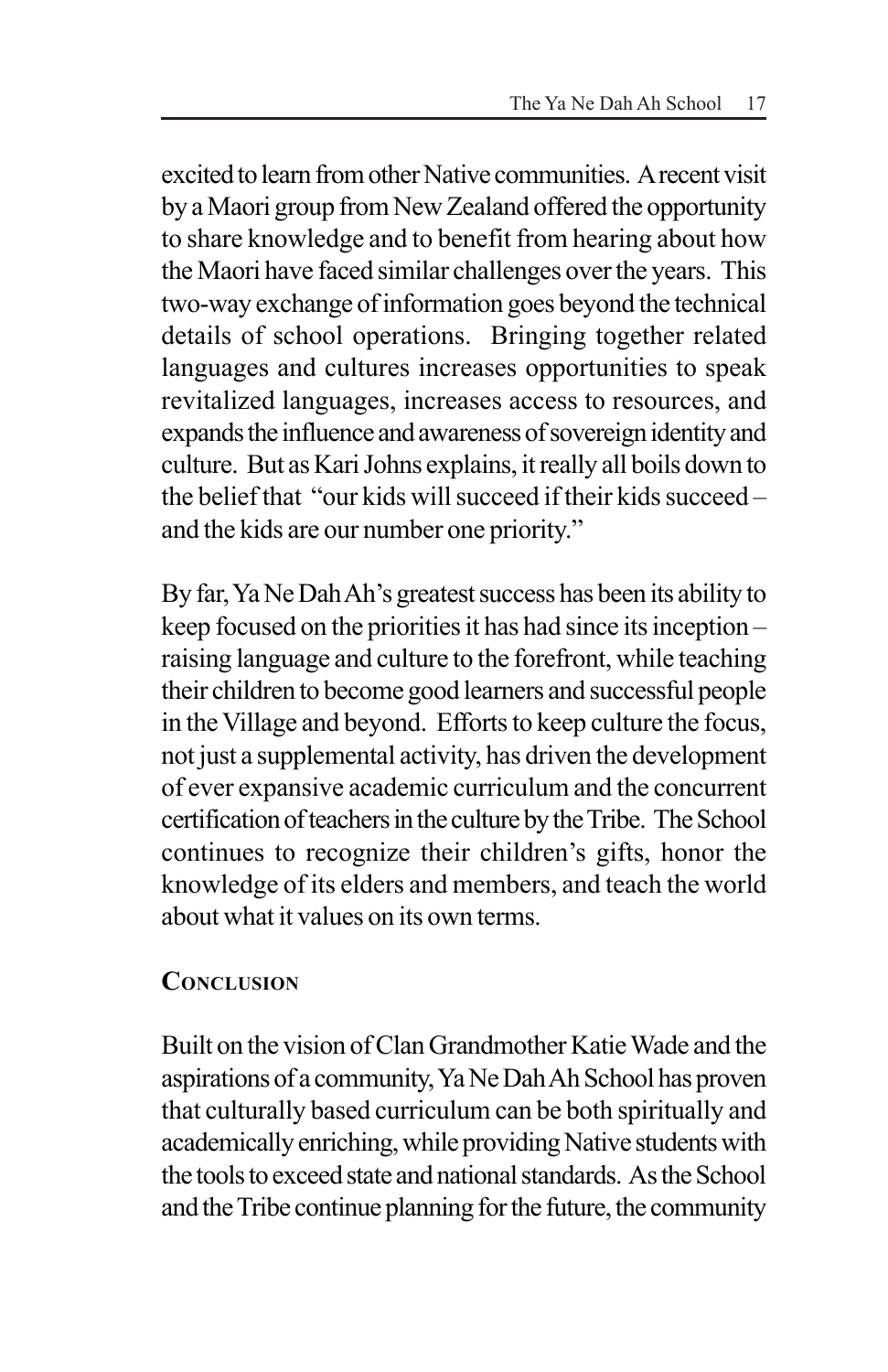excited to learn from other Native communities. A recent visit by a Maori group from New Zealand offered the opportunity to share knowledge and to benefit from hearing about how the Maori have faced similar challenges over the years. This two-way exchange of information goes beyond the technical details of school operations. Bringing together related languages and cultures increases opportunities to speak revitalized languages, increases access to resources, and expands the influence and awareness of sovereign identity and culture. But as Kari Johns explains, it really all boils down to the belief that "our kids will succeed if their kids succeed – and the kids are our number one priority."

By far, Ya Ne Dah Ah's greatest success has been its ability to keep focused on the priorities it has had since its inception – raising language and culture to the forefront, while teaching their children to become good learners and successful people in the Village and beyond. Efforts to keep culture the focus, not just a supplemental activity, has driven the development of ever expansive academic curriculum and the concurrent certification of teachers in the culture by the Tribe. The School continues to recognize their children's gifts, honor the knowledge of its elders and members, and teach the world about what it values on its own terms.

## Conclusion

Built on the vision of Clan Grandmother Katie Wade and the aspirations of a community, Ya Ne Dah Ah School has proven that culturally based curriculum can be both spiritually and academically enriching, while providing Native students with the tools to exceed state and national standards. As the School and the Tribe continue planning for the future, the community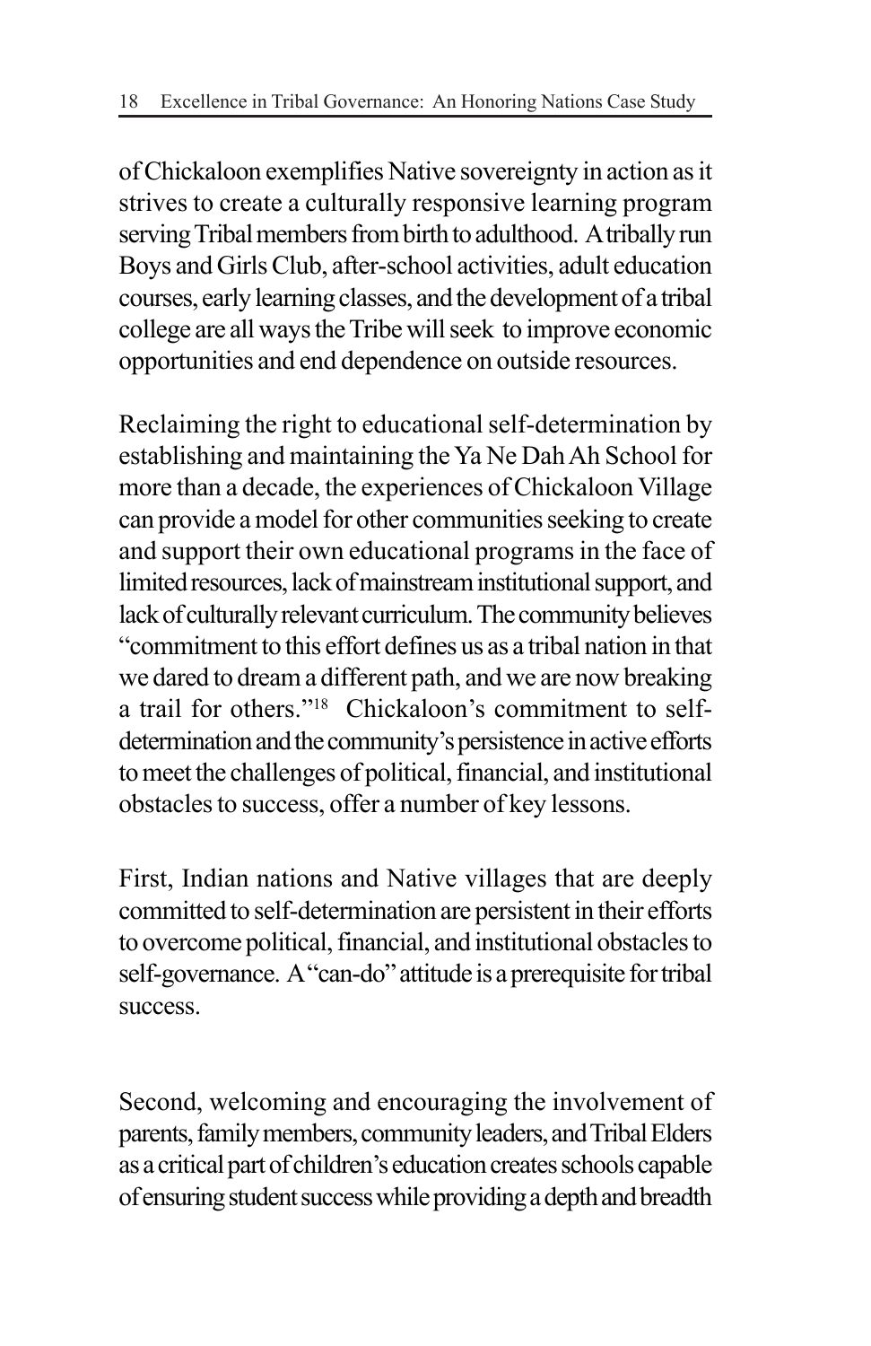of Chickaloon exemplifies Native sovereignty in action as it strives to create a culturally responsive learning program serving Tribal members from birth to adulthood. A tribally run Boys and Girls Club, after-school activities, adult education courses, early learning classes, and the development of a tribal college are all ways the Tribe will seek to improve economic opportunities and end dependence on outside resources.

Reclaiming the right to educational self-determination by establishing and maintaining the Ya Ne Dah Ah School for more than a decade, the experiences of Chickaloon Village can provide a model for other communities seeking to create and support their own educational programs in the face of limited resources, lack of mainstream institutional support, and lack of culturally relevant curriculum. The community believes "commitment to this effort defines us as a tribal nation in that we dared to dream a different path, and we are now breaking a trail for others."[18] Chickaloon's commitment to self-determination and the community's persistence in active efforts to meet the challenges of political, financial, and institutional obstacles to success, offer a number of key lessons.

First, Indian nations and Native villages that are deeply committed to self-determination are persistent in their efforts to overcome political, financial, and institutional obstacles to self-governance. A "can-do" attitude is a prerequisite for tribal success.

Second, welcoming and encouraging the involvement of parents, family members, community leaders, and Tribal Elders as a critical part of children's education creates schools capable of ensuring student success while providing a depth and breadth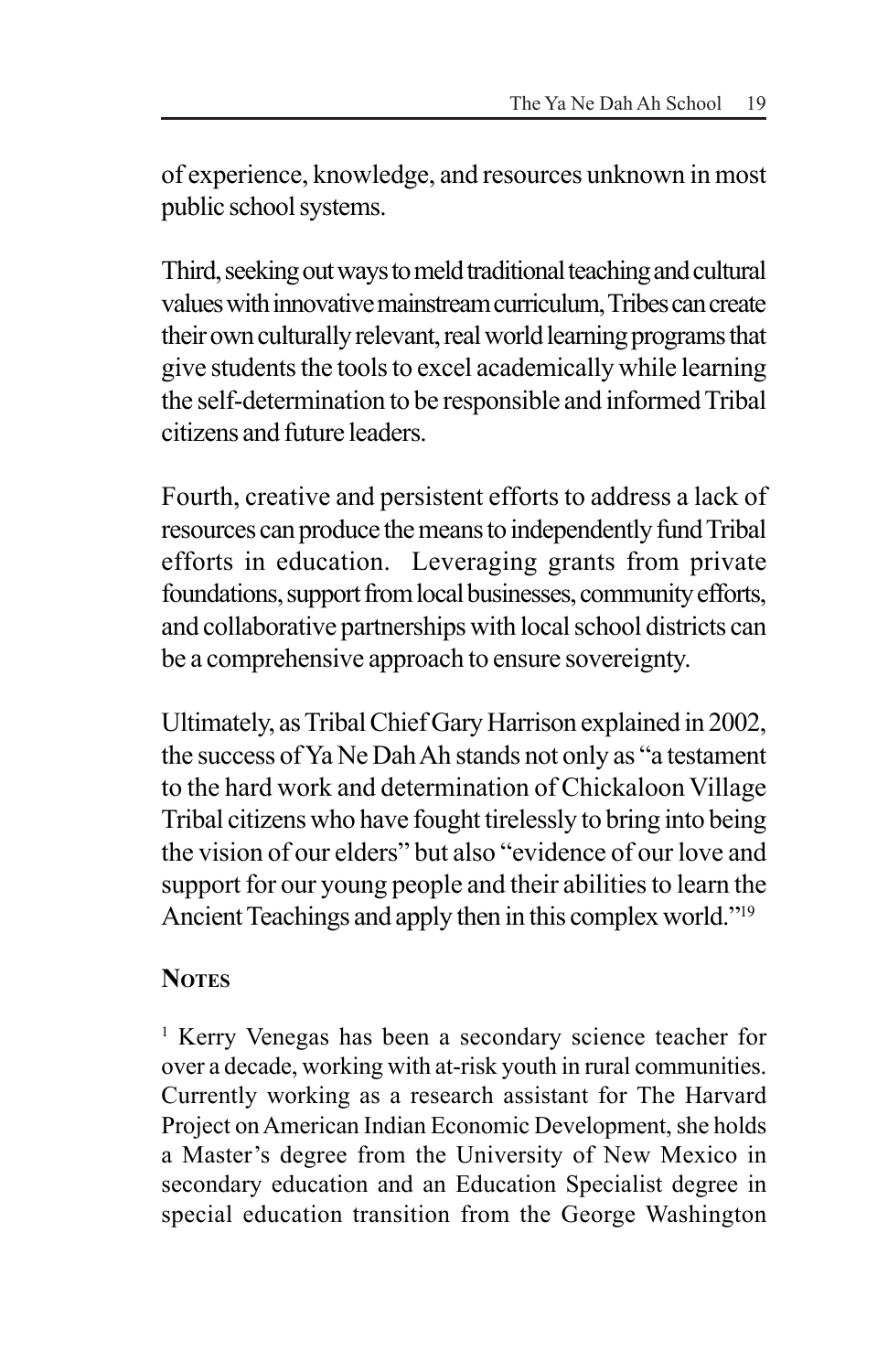of experience, knowledge, and resources unknown in most public school systems.

Third, seeking out ways to meld traditional teaching and cultural values with innovative mainstream curriculum, Tribes can create their own culturally relevant, real world learning programs that give students the tools to excel academically while learning the self-determination to be responsible and informed Tribal citizens and future leaders.

Fourth, creative and persistent efforts to address a lack of resources can produce the means to independently fund Tribal efforts in education. Leveraging grants from private foundations, support from local businesses, community efforts, and collaborative partnerships with local school districts can be a comprehensive approach to ensure sovereignty.

Ultimately, as Tribal Chief Gary Harrison explained in 2002, the success of Ya Ne Dah Ah stands not only as "a testament to the hard work and determination of Chickaloon Village Tribal citizens who have fought tirelessly to bring into being the vision of our elders" but also "evidence of our love and support for our young people and their abilities to learn the Ancient Teachings and apply then in this complex world."[19]

## Notes

[1] Kerry Venegas has been a secondary science teacher for over a decade, working with at-risk youth in rural communities. Currently working as a research assistant for The Harvard Project on American Indian Economic Development, she holds a Master's degree from the University of New Mexico in secondary education and an Education Specialist degree in special education transition from the George Washington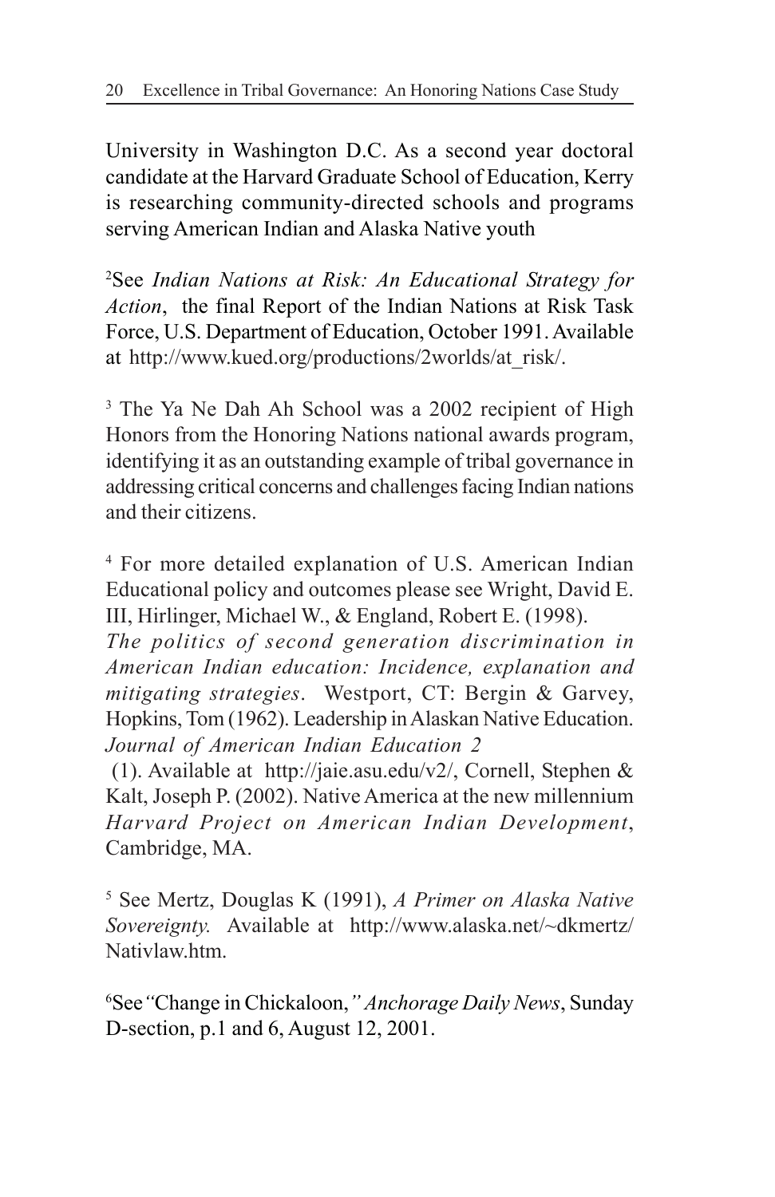University in Washington D.C. As a second year doctoral candidate at the Harvard Graduate School of Education, Kerry is researching community-directed schools and programs serving American Indian and Alaska Native youth

[2]See *Indian Nations at Risk: An Educational Strategy for Action*, the final Report of the Indian Nations at Risk Task Force, U.S. Department of Education, October 1991. Available at http://www.kued.org/productions/2worlds/at_risk/.

[3] The Ya Ne Dah Ah School was a 2002 recipient of High Honors from the Honoring Nations national awards program, identifying it as an outstanding example of tribal governance in addressing critical concerns and challenges facing Indian nations and their citizens.

[4] For more detailed explanation of U.S. American Indian Educational policy and outcomes please see Wright, David E. III, Hirlinger, Michael W., & England, Robert E. (1998). *The politics of second generation discrimination in American Indian education: Incidence, explanation and mitigating strategies*. Westport, CT: Bergin & Garvey, Hopkins, Tom (1962). Leadership in Alaskan Native Education. *Journal of American Indian Education 2* (1). Available at http://jaie.asu.edu/v2/, Cornell, Stephen & Kalt, Joseph P. (2002). Native America at the new millennium *Harvard Project on American Indian Development*, Cambridge, MA.

[5] See Mertz, Douglas K (1991), *A Primer on Alaska Native Sovereignty.* Available at http://www.alaska.net/~dkmertz/Nativlaw.htm.

[6]See "Change in Chickaloon," *Anchorage Daily News*, Sunday D-section, p.1 and 6, August 12, 2001.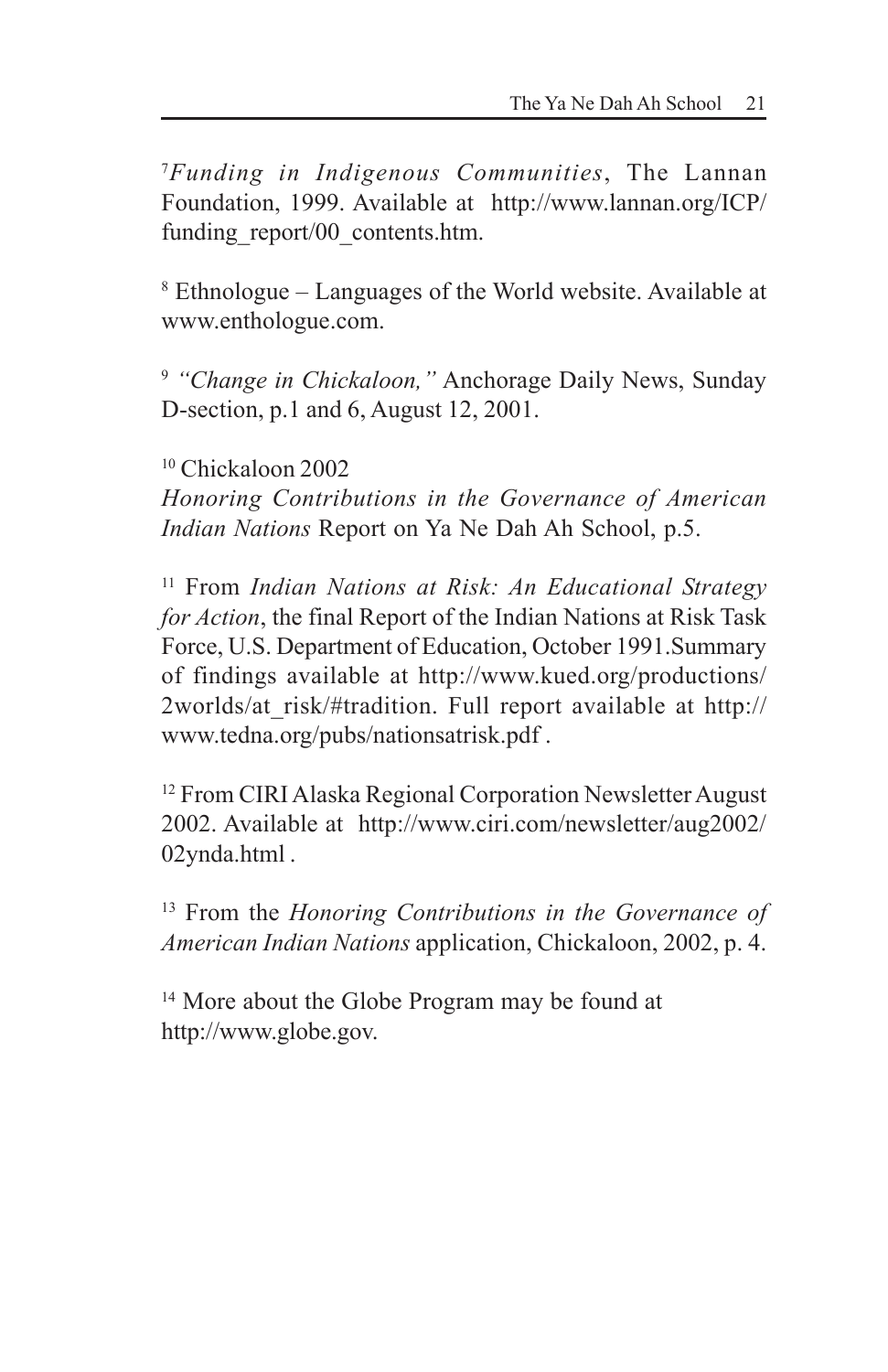[7] *Funding in Indigenous Communities*, The Lannan Foundation, 1999. Available at http://www.lannan.org/ICP/funding_report/00_contents.htm.

[8] Ethnologue – Languages of the World website. Available at www.enthologue.com.

[9] *"Change in Chickaloon,"* Anchorage Daily News, Sunday D-section, p.1 and 6, August 12, 2001.

[10] Chickaloon 2002
*Honoring Contributions in the Governance of American Indian Nations* Report on Ya Ne Dah Ah School, p.5.

[11] From *Indian Nations at Risk: An Educational Strategy for Action*, the final Report of the Indian Nations at Risk Task Force, U.S. Department of Education, October 1991.Summary of findings available at http://www.kued.org/productions/2worlds/at_risk/#tradition. Full report available at http://www.tedna.org/pubs/nationsatrisk.pdf .

[12] From CIRI Alaska Regional Corporation Newsletter August 2002. Available at http://www.ciri.com/newsletter/aug2002/02ynda.html .

[13] From the *Honoring Contributions in the Governance of American Indian Nations* application, Chickaloon, 2002, p. 4.

[14] More about the Globe Program may be found at http://www.globe.gov.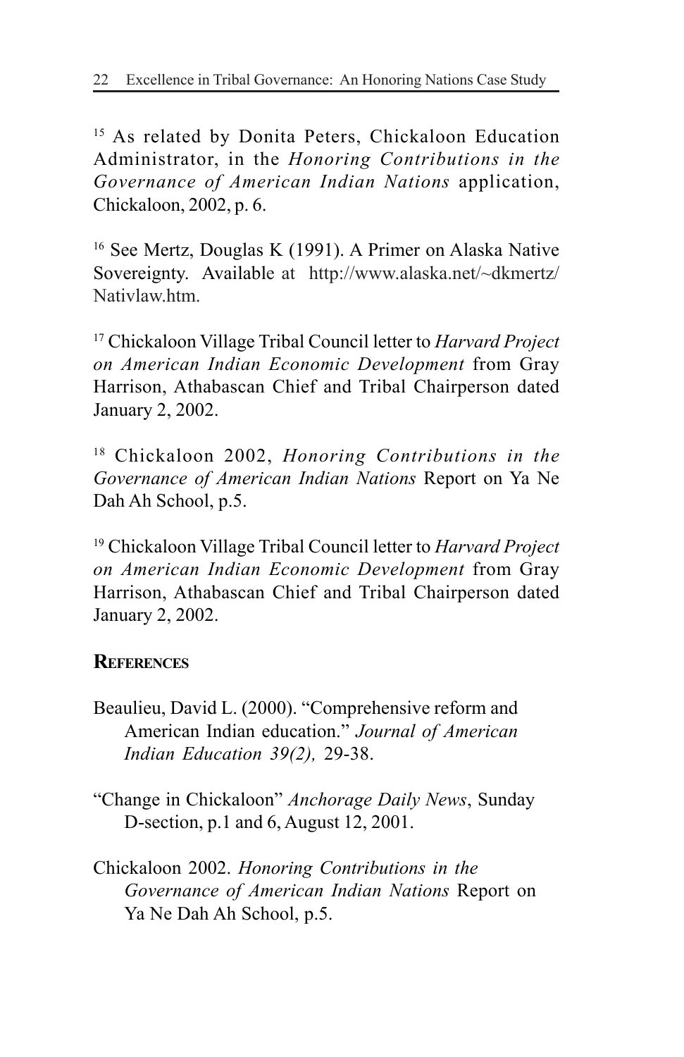[15] As related by Donita Peters, Chickaloon Education Administrator, in the *Honoring Contributions in the Governance of American Indian Nations* application, Chickaloon, 2002, p. 6.

[16] See Mertz, Douglas K (1991). A Primer on Alaska Native Sovereignty. Available at http://www.alaska.net/~dkmertz/Nativlaw.htm.

[17] Chickaloon Village Tribal Council letter to *Harvard Project on American Indian Economic Development* from Gray Harrison, Athabascan Chief and Tribal Chairperson dated January 2, 2002.

[18] Chickaloon 2002, *Honoring Contributions in the Governance of American Indian Nations* Report on Ya Ne Dah Ah School, p.5.

[19] Chickaloon Village Tribal Council letter to *Harvard Project on American Indian Economic Development* from Gray Harrison, Athabascan Chief and Tribal Chairperson dated January 2, 2002.

## References

Beaulieu, David L. (2000). "Comprehensive reform and American Indian education." *Journal of American Indian Education 39(2),* 29-38.

"Change in Chickaloon" *Anchorage Daily News*, Sunday D-section, p.1 and 6, August 12, 2001.

Chickaloon 2002. *Honoring Contributions in the Governance of American Indian Nations* Report on Ya Ne Dah Ah School, p.5.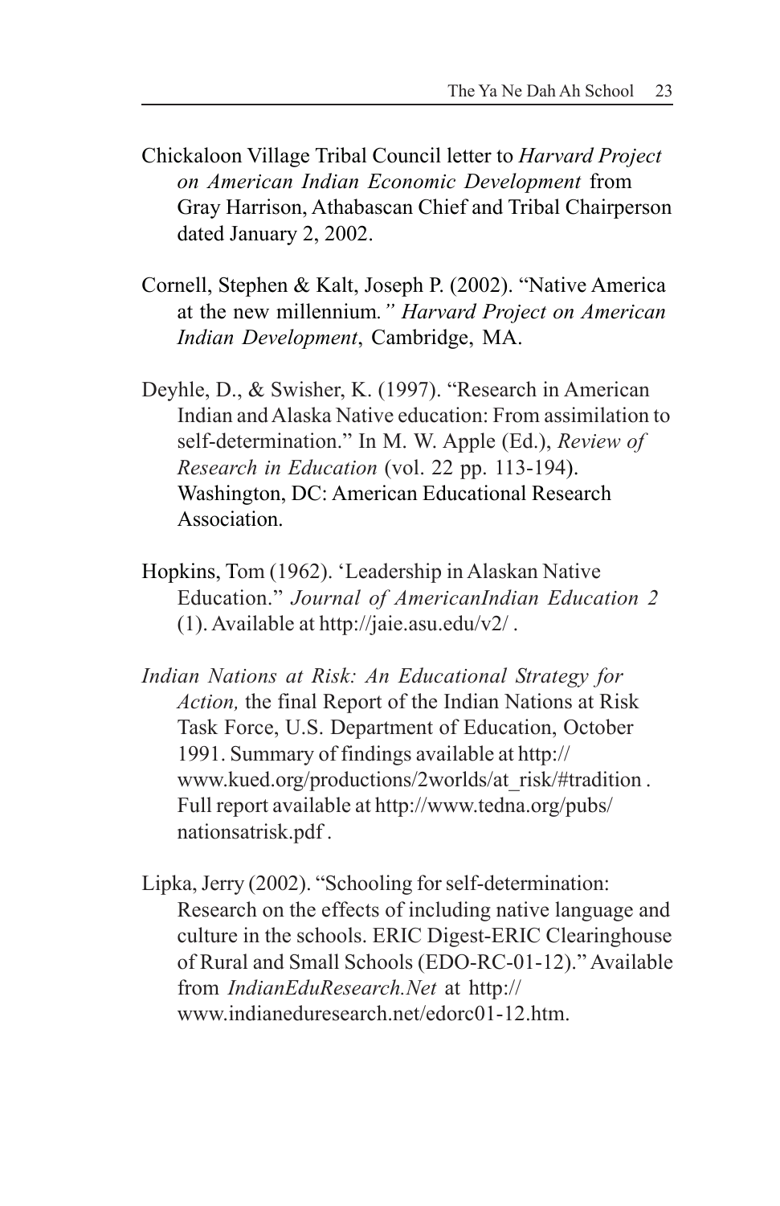Chickaloon Village Tribal Council letter to *Harvard Project on American Indian Economic Development* from Gray Harrison, Athabascan Chief and Tribal Chairperson dated January 2, 2002.

Cornell, Stephen & Kalt, Joseph P. (2002). "Native America at the new millennium*." Harvard Project on American Indian Development*, Cambridge, MA.

Deyhle, D., & Swisher, K. (1997). "Research in American Indian and Alaska Native education: From assimilation to self-determination." In M. W. Apple (Ed.), *Review of Research in Education* (vol. 22 pp. 113-194). Washington, DC: American Educational Research Association.

Hopkins, Tom (1962). 'Leadership in Alaskan Native Education." *Journal of AmericanIndian Education 2* (1). Available at http://jaie.asu.edu/v2/ .

*Indian Nations at Risk: An Educational Strategy for Action,* the final Report of the Indian Nations at Risk Task Force, U.S. Department of Education, October 1991. Summary of findings available at http://www.kued.org/productions/2worlds/at_risk/#tradition . Full report available at http://www.tedna.org/pubs/nationsatrisk.pdf .

Lipka, Jerry (2002). "Schooling for self-determination: Research on the effects of including native language and culture in the schools. ERIC Digest-ERIC Clearinghouse of Rural and Small Schools (EDO-RC-01-12)." Available from *IndianEduResearch.Net* at http://www.indianeduresearch.net/edorc01-12.htm.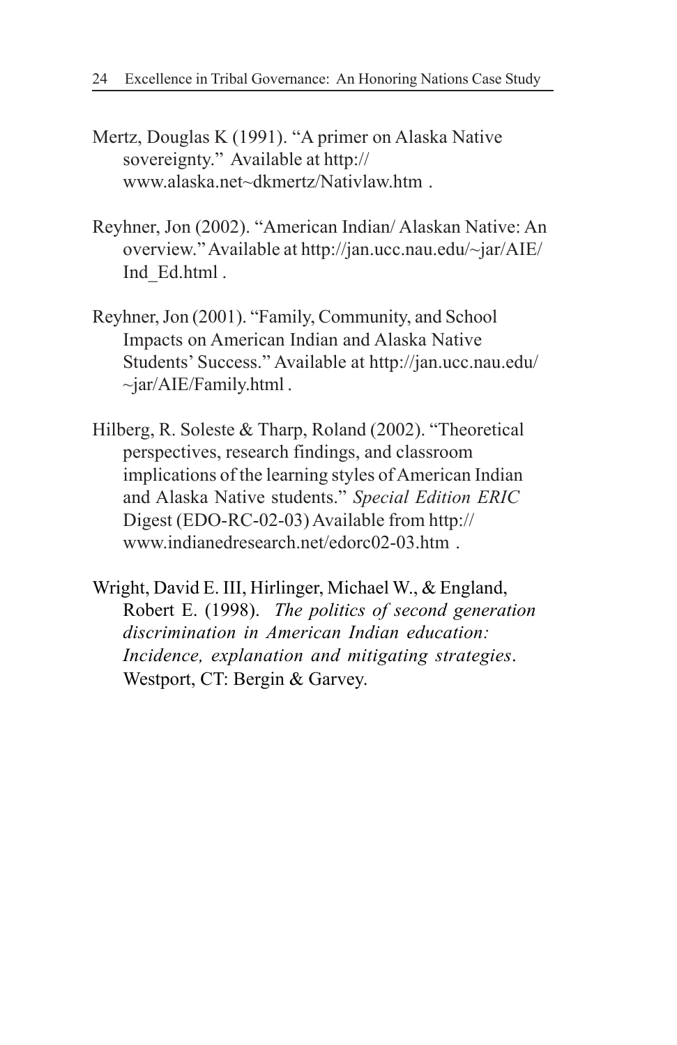Mertz, Douglas K (1991). "A primer on Alaska Native sovereignty." Available at http://www.alaska.net~dkmertz/Nativlaw.htm .

Reyhner, Jon (2002). "American Indian/ Alaskan Native: An overview." Available at http://jan.ucc.nau.edu/~jar/AIE/Ind_Ed.html .

Reyhner, Jon (2001). "Family, Community, and School Impacts on American Indian and Alaska Native Students' Success." Available at http://jan.ucc.nau.edu/~jar/AIE/Family.html .

Hilberg, R. Soleste & Tharp, Roland (2002). "Theoretical perspectives, research findings, and classroom implications of the learning styles of American Indian and Alaska Native students." *Special Edition ERIC* Digest (EDO-RC-02-03) Available from http://www.indianedresearch.net/edorc02-03.htm .

Wright, David E. III, Hirlinger, Michael W., & England, Robert E. (1998). *The politics of second generation discrimination in American Indian education: Incidence, explanation and mitigating strategies*. Westport, CT: Bergin & Garvey.